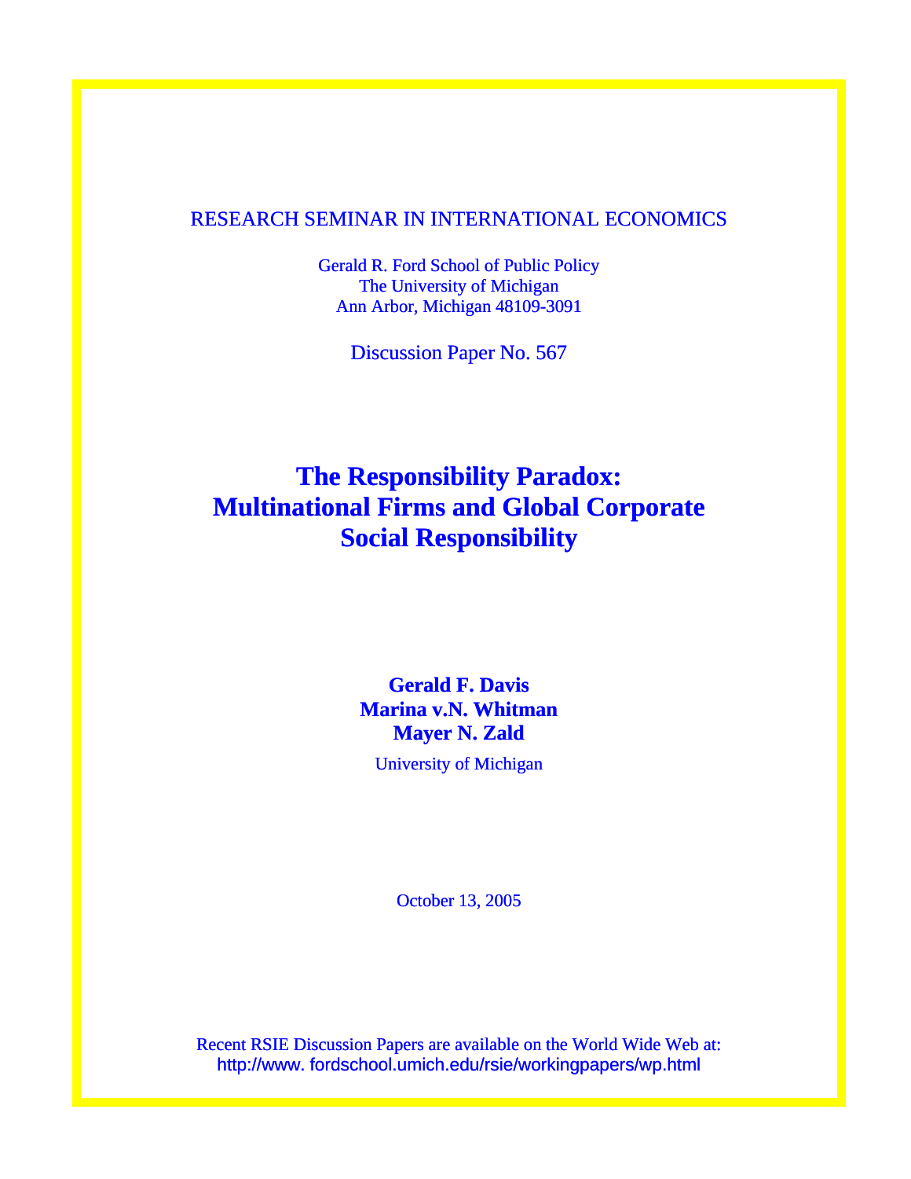RESEARCH SEMINAR IN INTERNATIONAL ECONOMICS

Gerald R. Ford School of Public Policy
The University of Michigan
Ann Arbor, Michigan 48109-3091

Discussion Paper No. 567

# The Responsibility Paradox: Multinational Firms and Global Corporate Social Responsibility

**Gerald F. Davis**
**Marina v.N. Whitman**
**Mayer N. Zald**

University of Michigan

October 13, 2005

Recent RSIE Discussion Papers are available on the World Wide Web at:
http://www. fordschool.umich.edu/rsie/workingpapers/wp.html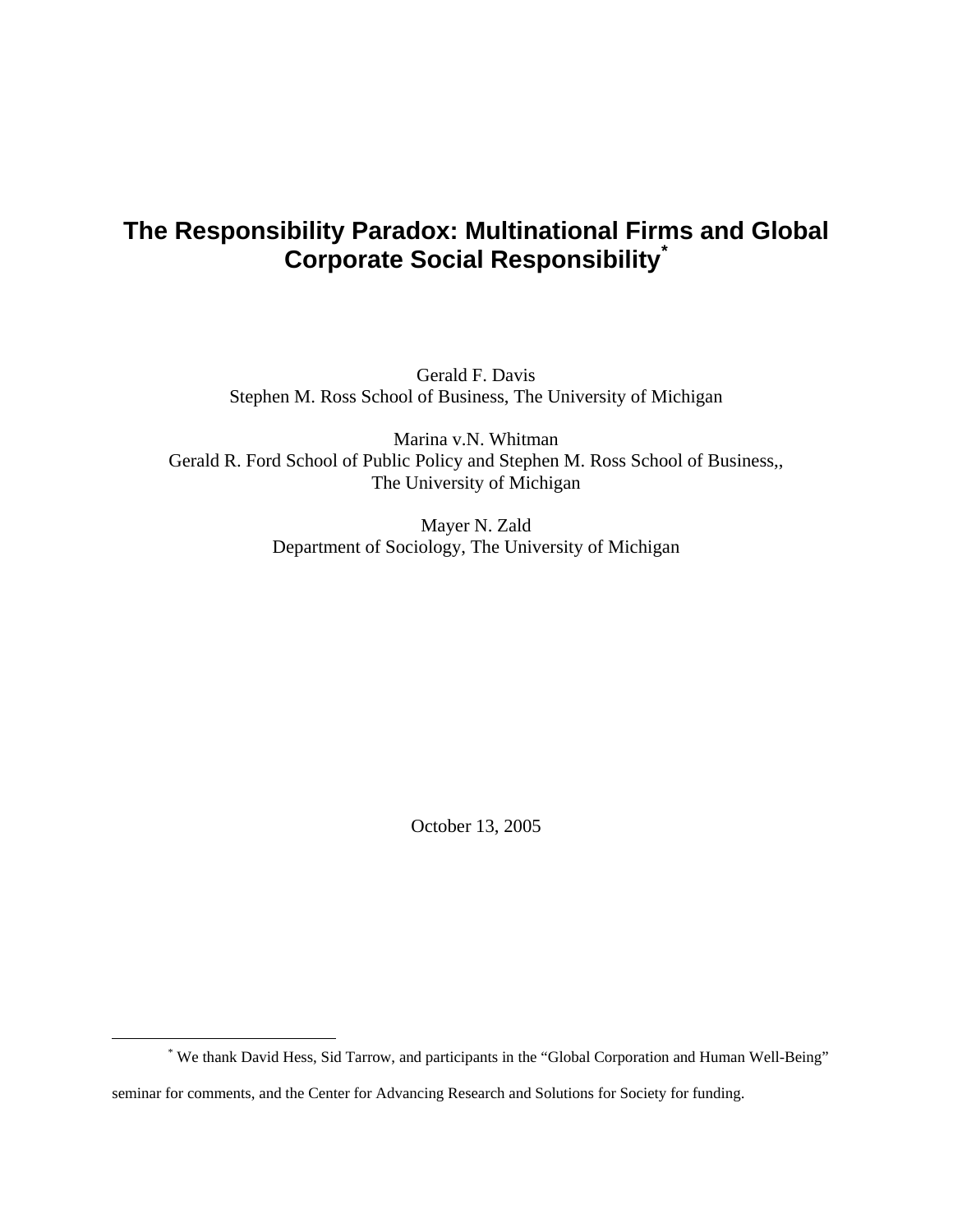# The Responsibility Paradox: Multinational Firms and Global Corporate Social Responsibility[*]

Gerald F. Davis
Stephen M. Ross School of Business, The University of Michigan

Marina v.N. Whitman
Gerald R. Ford School of Public Policy and Stephen M. Ross School of Business,,
The University of Michigan

Mayer N. Zald
Department of Sociology, The University of Michigan

October 13, 2005

[*] We thank David Hess, Sid Tarrow, and participants in the "Global Corporation and Human Well-Being" seminar for comments, and the Center for Advancing Research and Solutions for Society for funding.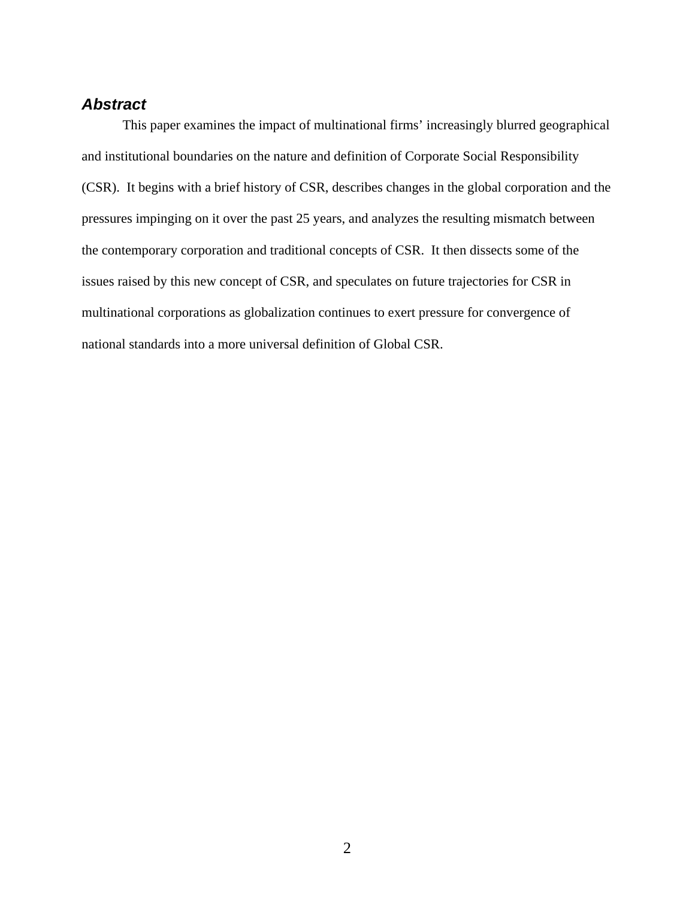## *Abstract*

This paper examines the impact of multinational firms' increasingly blurred geographical and institutional boundaries on the nature and definition of Corporate Social Responsibility (CSR). It begins with a brief history of CSR, describes changes in the global corporation and the pressures impinging on it over the past 25 years, and analyzes the resulting mismatch between the contemporary corporation and traditional concepts of CSR. It then dissects some of the issues raised by this new concept of CSR, and speculates on future trajectories for CSR in multinational corporations as globalization continues to exert pressure for convergence of national standards into a more universal definition of Global CSR.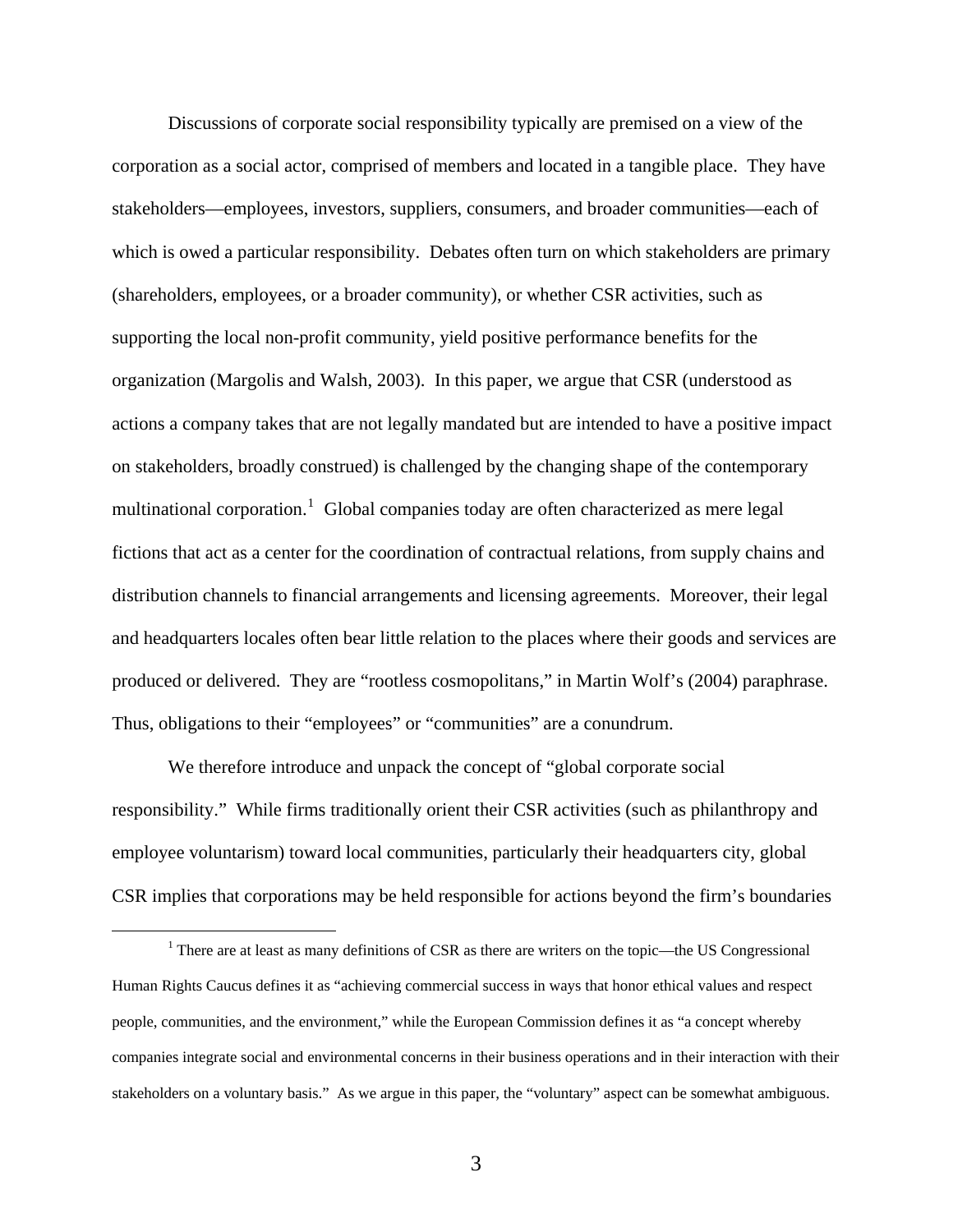Discussions of corporate social responsibility typically are premised on a view of the corporation as a social actor, comprised of members and located in a tangible place. They have stakeholders—employees, investors, suppliers, consumers, and broader communities—each of which is owed a particular responsibility. Debates often turn on which stakeholders are primary (shareholders, employees, or a broader community), or whether CSR activities, such as supporting the local non-profit community, yield positive performance benefits for the organization (Margolis and Walsh, 2003). In this paper, we argue that CSR (understood as actions a company takes that are not legally mandated but are intended to have a positive impact on stakeholders, broadly construed) is challenged by the changing shape of the contemporary multinational corporation.[1] Global companies today are often characterized as mere legal fictions that act as a center for the coordination of contractual relations, from supply chains and distribution channels to financial arrangements and licensing agreements. Moreover, their legal and headquarters locales often bear little relation to the places where their goods and services are produced or delivered. They are "rootless cosmopolitans," in Martin Wolf's (2004) paraphrase. Thus, obligations to their "employees" or "communities" are a conundrum.

We therefore introduce and unpack the concept of "global corporate social responsibility." While firms traditionally orient their CSR activities (such as philanthropy and employee voluntarism) toward local communities, particularly their headquarters city, global CSR implies that corporations may be held responsible for actions beyond the firm's boundaries

[1] There are at least as many definitions of CSR as there are writers on the topic—the US Congressional Human Rights Caucus defines it as "achieving commercial success in ways that honor ethical values and respect people, communities, and the environment," while the European Commission defines it as "a concept whereby companies integrate social and environmental concerns in their business operations and in their interaction with their stakeholders on a voluntary basis." As we argue in this paper, the "voluntary" aspect can be somewhat ambiguous.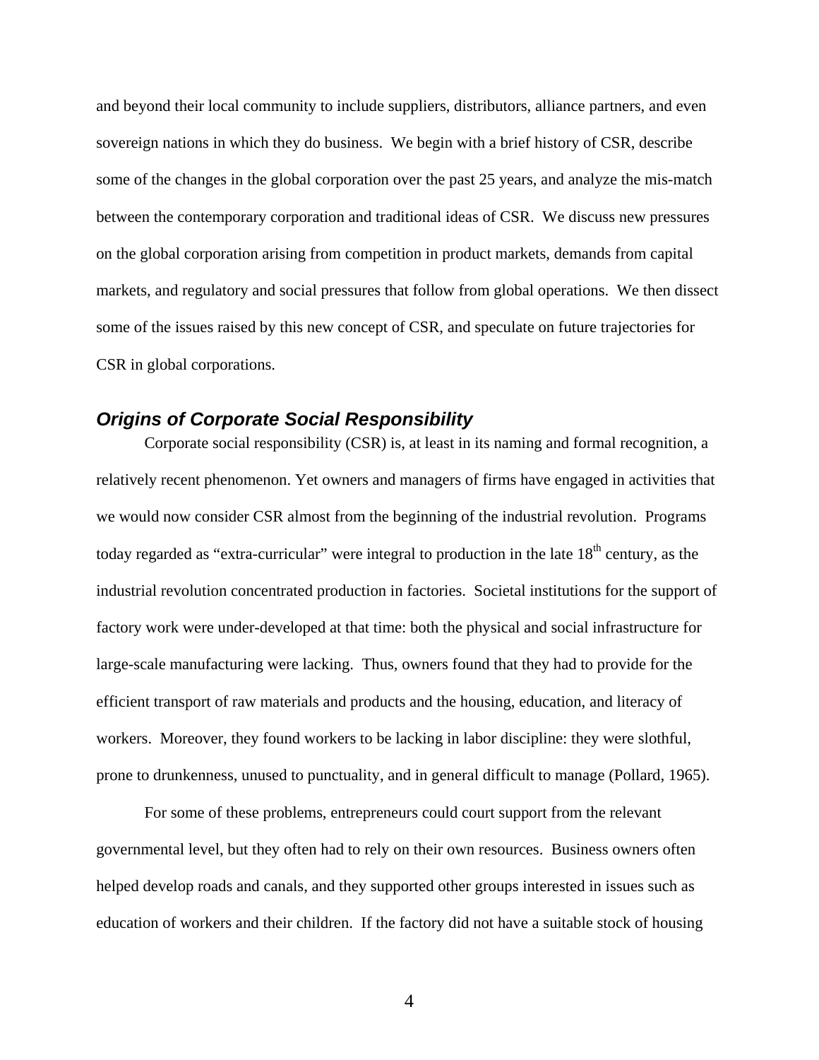and beyond their local community to include suppliers, distributors, alliance partners, and even sovereign nations in which they do business. We begin with a brief history of CSR, describe some of the changes in the global corporation over the past 25 years, and analyze the mis-match between the contemporary corporation and traditional ideas of CSR. We discuss new pressures on the global corporation arising from competition in product markets, demands from capital markets, and regulatory and social pressures that follow from global operations. We then dissect some of the issues raised by this new concept of CSR, and speculate on future trajectories for CSR in global corporations.

## *Origins of Corporate Social Responsibility*

Corporate social responsibility (CSR) is, at least in its naming and formal recognition, a relatively recent phenomenon. Yet owners and managers of firms have engaged in activities that we would now consider CSR almost from the beginning of the industrial revolution. Programs today regarded as "extra-curricular" were integral to production in the late 18th century, as the industrial revolution concentrated production in factories. Societal institutions for the support of factory work were under-developed at that time: both the physical and social infrastructure for large-scale manufacturing were lacking. Thus, owners found that they had to provide for the efficient transport of raw materials and products and the housing, education, and literacy of workers. Moreover, they found workers to be lacking in labor discipline: they were slothful, prone to drunkenness, unused to punctuality, and in general difficult to manage (Pollard, 1965).

For some of these problems, entrepreneurs could court support from the relevant governmental level, but they often had to rely on their own resources. Business owners often helped develop roads and canals, and they supported other groups interested in issues such as education of workers and their children. If the factory did not have a suitable stock of housing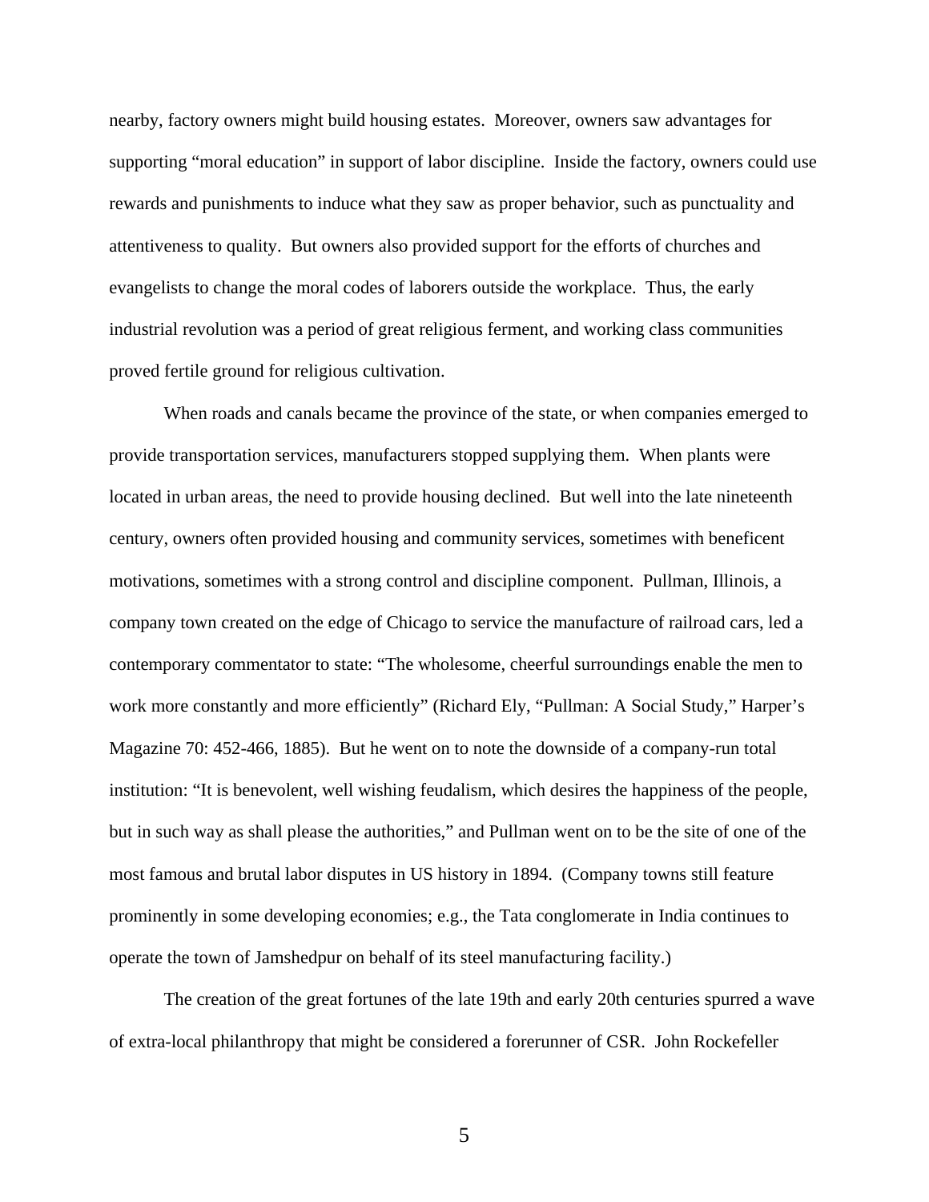nearby, factory owners might build housing estates. Moreover, owners saw advantages for supporting "moral education" in support of labor discipline. Inside the factory, owners could use rewards and punishments to induce what they saw as proper behavior, such as punctuality and attentiveness to quality. But owners also provided support for the efforts of churches and evangelists to change the moral codes of laborers outside the workplace. Thus, the early industrial revolution was a period of great religious ferment, and working class communities proved fertile ground for religious cultivation.

When roads and canals became the province of the state, or when companies emerged to provide transportation services, manufacturers stopped supplying them. When plants were located in urban areas, the need to provide housing declined. But well into the late nineteenth century, owners often provided housing and community services, sometimes with beneficent motivations, sometimes with a strong control and discipline component. Pullman, Illinois, a company town created on the edge of Chicago to service the manufacture of railroad cars, led a contemporary commentator to state: "The wholesome, cheerful surroundings enable the men to work more constantly and more efficiently" (Richard Ely, "Pullman: A Social Study," Harper's Magazine 70: 452-466, 1885). But he went on to note the downside of a company-run total institution: "It is benevolent, well wishing feudalism, which desires the happiness of the people, but in such way as shall please the authorities," and Pullman went on to be the site of one of the most famous and brutal labor disputes in US history in 1894. (Company towns still feature prominently in some developing economies; e.g., the Tata conglomerate in India continues to operate the town of Jamshedpur on behalf of its steel manufacturing facility.)

The creation of the great fortunes of the late 19th and early 20th centuries spurred a wave of extra-local philanthropy that might be considered a forerunner of CSR. John Rockefeller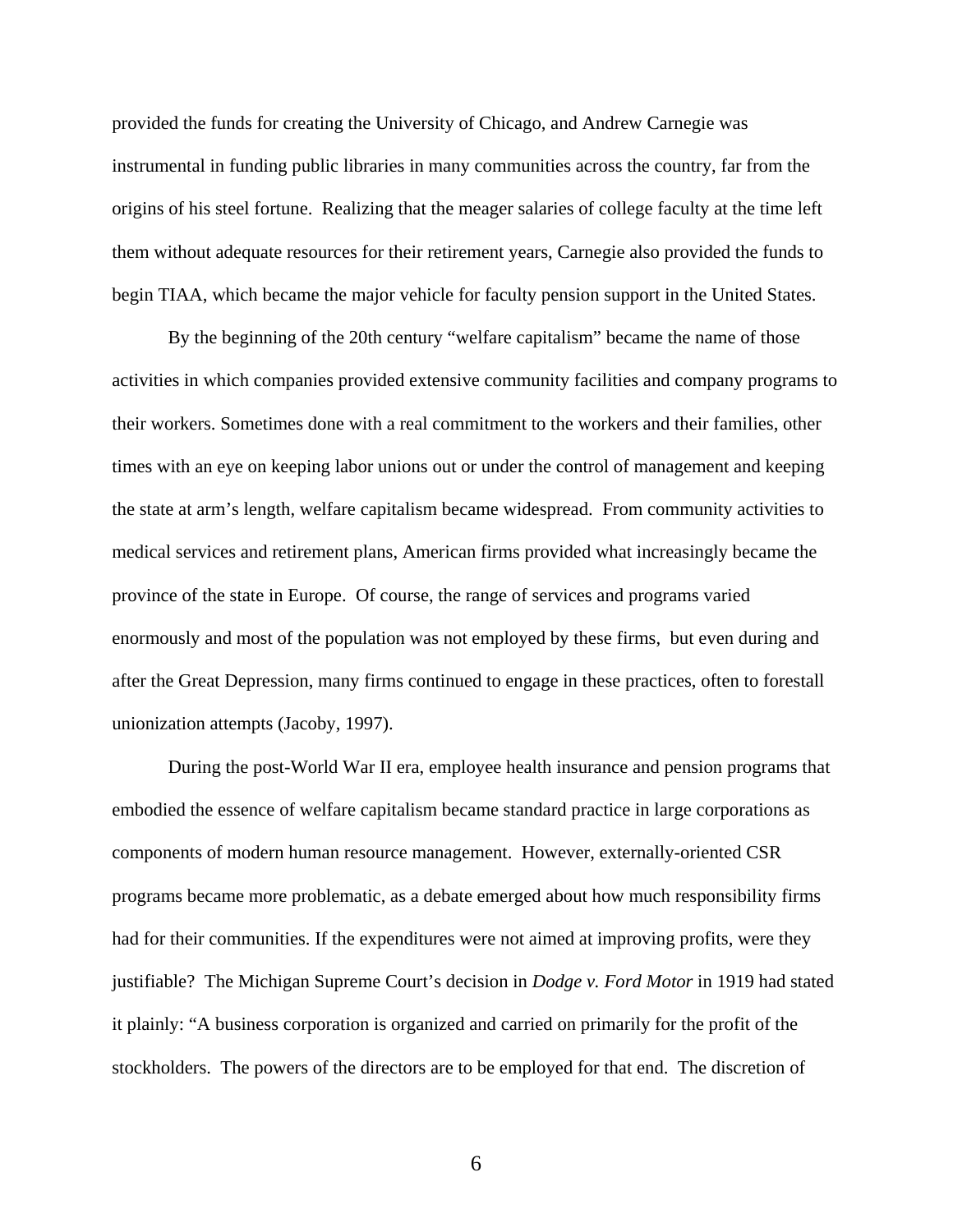provided the funds for creating the University of Chicago, and Andrew Carnegie was instrumental in funding public libraries in many communities across the country, far from the origins of his steel fortune. Realizing that the meager salaries of college faculty at the time left them without adequate resources for their retirement years, Carnegie also provided the funds to begin TIAA, which became the major vehicle for faculty pension support in the United States.

By the beginning of the 20th century "welfare capitalism" became the name of those activities in which companies provided extensive community facilities and company programs to their workers. Sometimes done with a real commitment to the workers and their families, other times with an eye on keeping labor unions out or under the control of management and keeping the state at arm's length, welfare capitalism became widespread. From community activities to medical services and retirement plans, American firms provided what increasingly became the province of the state in Europe. Of course, the range of services and programs varied enormously and most of the population was not employed by these firms, but even during and after the Great Depression, many firms continued to engage in these practices, often to forestall unionization attempts (Jacoby, 1997).

During the post-World War II era, employee health insurance and pension programs that embodied the essence of welfare capitalism became standard practice in large corporations as components of modern human resource management. However, externally-oriented CSR programs became more problematic, as a debate emerged about how much responsibility firms had for their communities. If the expenditures were not aimed at improving profits, were they justifiable? The Michigan Supreme Court's decision in *Dodge v. Ford Motor* in 1919 had stated it plainly: "A business corporation is organized and carried on primarily for the profit of the stockholders. The powers of the directors are to be employed for that end. The discretion of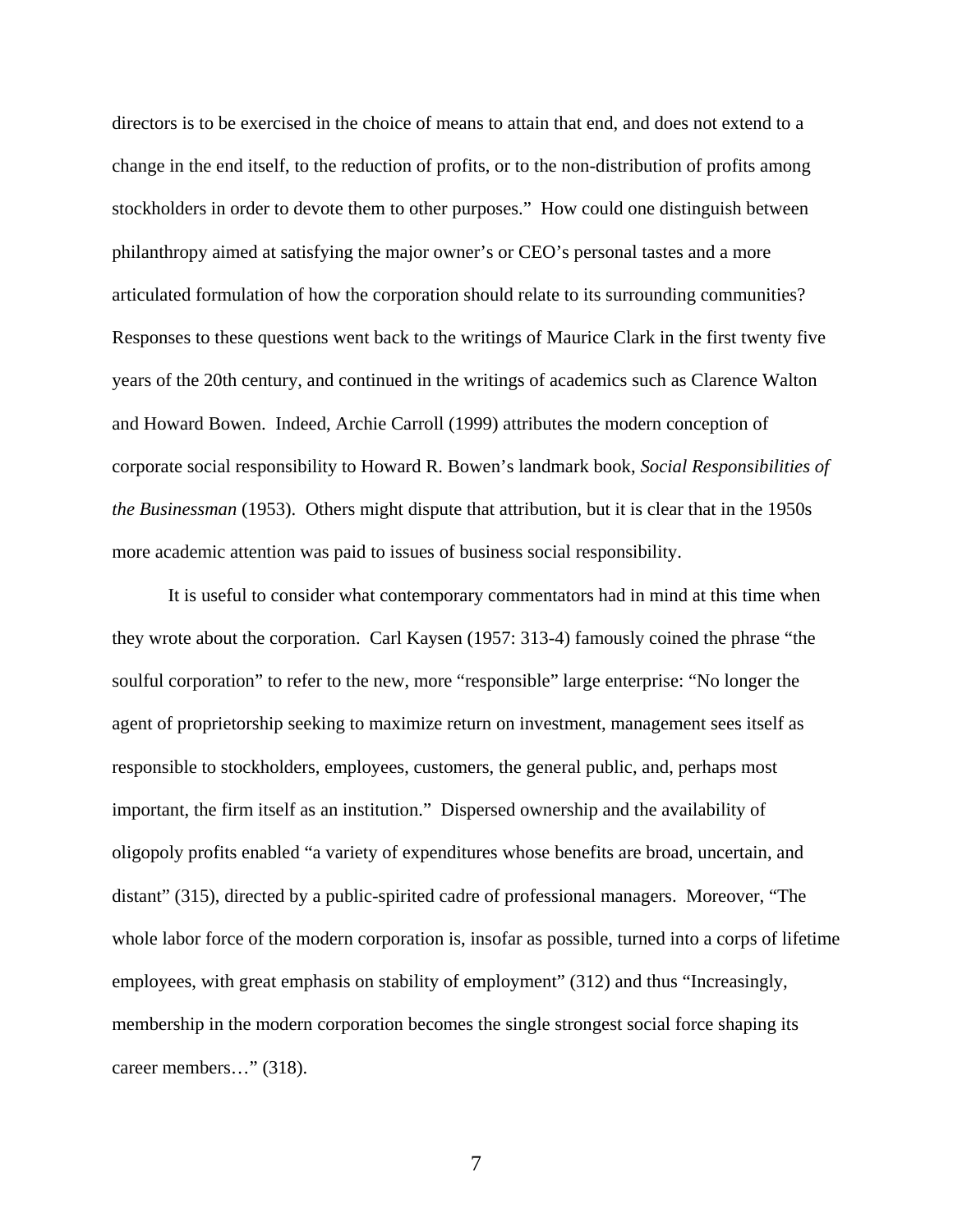directors is to be exercised in the choice of means to attain that end, and does not extend to a change in the end itself, to the reduction of profits, or to the non-distribution of profits among stockholders in order to devote them to other purposes." How could one distinguish between philanthropy aimed at satisfying the major owner's or CEO's personal tastes and a more articulated formulation of how the corporation should relate to its surrounding communities? Responses to these questions went back to the writings of Maurice Clark in the first twenty five years of the 20th century, and continued in the writings of academics such as Clarence Walton and Howard Bowen. Indeed, Archie Carroll (1999) attributes the modern conception of corporate social responsibility to Howard R. Bowen's landmark book, *Social Responsibilities of the Businessman* (1953). Others might dispute that attribution, but it is clear that in the 1950s more academic attention was paid to issues of business social responsibility.

It is useful to consider what contemporary commentators had in mind at this time when they wrote about the corporation. Carl Kaysen (1957: 313-4) famously coined the phrase "the soulful corporation" to refer to the new, more "responsible" large enterprise: "No longer the agent of proprietorship seeking to maximize return on investment, management sees itself as responsible to stockholders, employees, customers, the general public, and, perhaps most important, the firm itself as an institution." Dispersed ownership and the availability of oligopoly profits enabled "a variety of expenditures whose benefits are broad, uncertain, and distant" (315), directed by a public-spirited cadre of professional managers. Moreover, "The whole labor force of the modern corporation is, insofar as possible, turned into a corps of lifetime employees, with great emphasis on stability of employment" (312) and thus "Increasingly, membership in the modern corporation becomes the single strongest social force shaping its career members…" (318).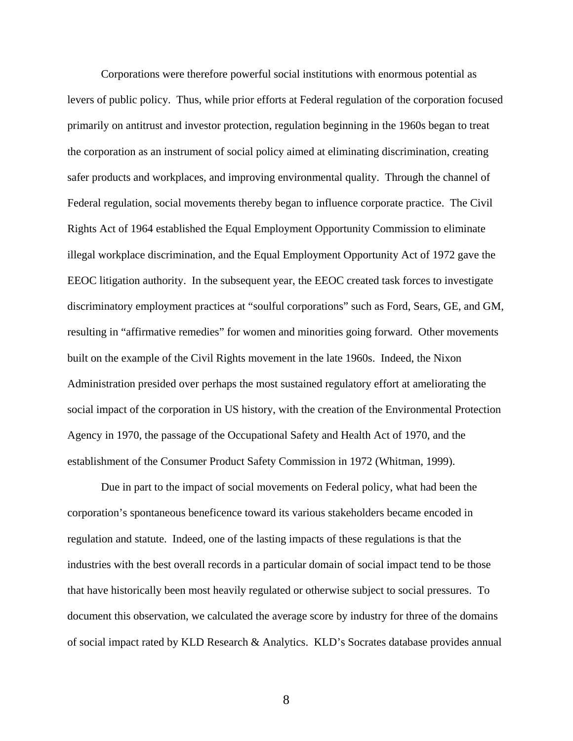Corporations were therefore powerful social institutions with enormous potential as levers of public policy. Thus, while prior efforts at Federal regulation of the corporation focused primarily on antitrust and investor protection, regulation beginning in the 1960s began to treat the corporation as an instrument of social policy aimed at eliminating discrimination, creating safer products and workplaces, and improving environmental quality. Through the channel of Federal regulation, social movements thereby began to influence corporate practice. The Civil Rights Act of 1964 established the Equal Employment Opportunity Commission to eliminate illegal workplace discrimination, and the Equal Employment Opportunity Act of 1972 gave the EEOC litigation authority. In the subsequent year, the EEOC created task forces to investigate discriminatory employment practices at "soulful corporations" such as Ford, Sears, GE, and GM, resulting in "affirmative remedies" for women and minorities going forward. Other movements built on the example of the Civil Rights movement in the late 1960s. Indeed, the Nixon Administration presided over perhaps the most sustained regulatory effort at ameliorating the social impact of the corporation in US history, with the creation of the Environmental Protection Agency in 1970, the passage of the Occupational Safety and Health Act of 1970, and the establishment of the Consumer Product Safety Commission in 1972 (Whitman, 1999).

Due in part to the impact of social movements on Federal policy, what had been the corporation's spontaneous beneficence toward its various stakeholders became encoded in regulation and statute. Indeed, one of the lasting impacts of these regulations is that the industries with the best overall records in a particular domain of social impact tend to be those that have historically been most heavily regulated or otherwise subject to social pressures. To document this observation, we calculated the average score by industry for three of the domains of social impact rated by KLD Research & Analytics. KLD's Socrates database provides annual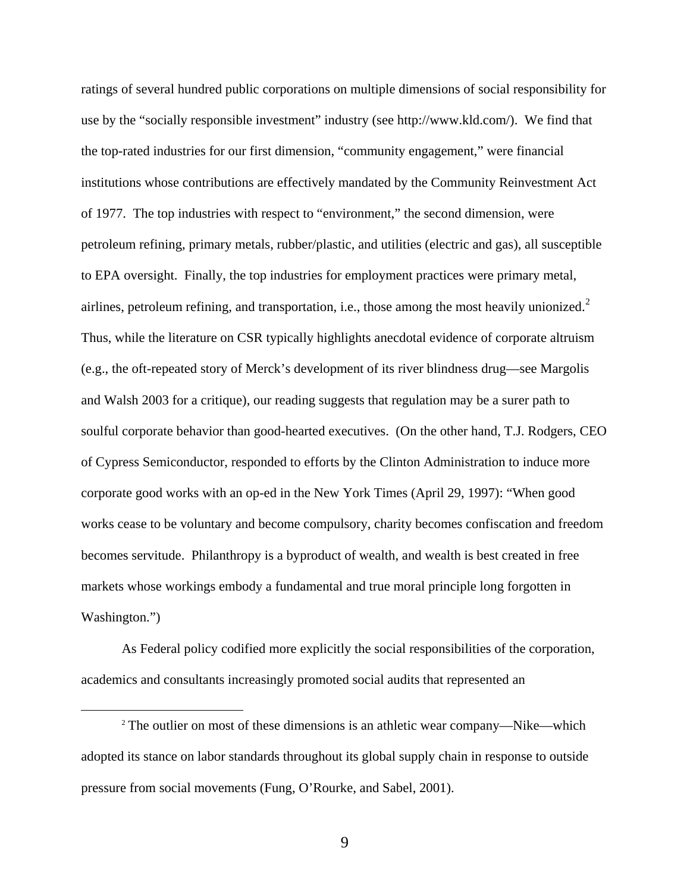ratings of several hundred public corporations on multiple dimensions of social responsibility for use by the "socially responsible investment" industry (see http://www.kld.com/). We find that the top-rated industries for our first dimension, "community engagement," were financial institutions whose contributions are effectively mandated by the Community Reinvestment Act of 1977. The top industries with respect to "environment," the second dimension, were petroleum refining, primary metals, rubber/plastic, and utilities (electric and gas), all susceptible to EPA oversight. Finally, the top industries for employment practices were primary metal, airlines, petroleum refining, and transportation, i.e., those among the most heavily unionized.[2] Thus, while the literature on CSR typically highlights anecdotal evidence of corporate altruism (e.g., the oft-repeated story of Merck's development of its river blindness drug—see Margolis and Walsh 2003 for a critique), our reading suggests that regulation may be a surer path to soulful corporate behavior than good-hearted executives. (On the other hand, T.J. Rodgers, CEO of Cypress Semiconductor, responded to efforts by the Clinton Administration to induce more corporate good works with an op-ed in the New York Times (April 29, 1997): "When good works cease to be voluntary and become compulsory, charity becomes confiscation and freedom becomes servitude. Philanthropy is a byproduct of wealth, and wealth is best created in free markets whose workings embody a fundamental and true moral principle long forgotten in Washington.")

As Federal policy codified more explicitly the social responsibilities of the corporation, academics and consultants increasingly promoted social audits that represented an

[2] The outlier on most of these dimensions is an athletic wear company—Nike—which adopted its stance on labor standards throughout its global supply chain in response to outside pressure from social movements (Fung, O'Rourke, and Sabel, 2001).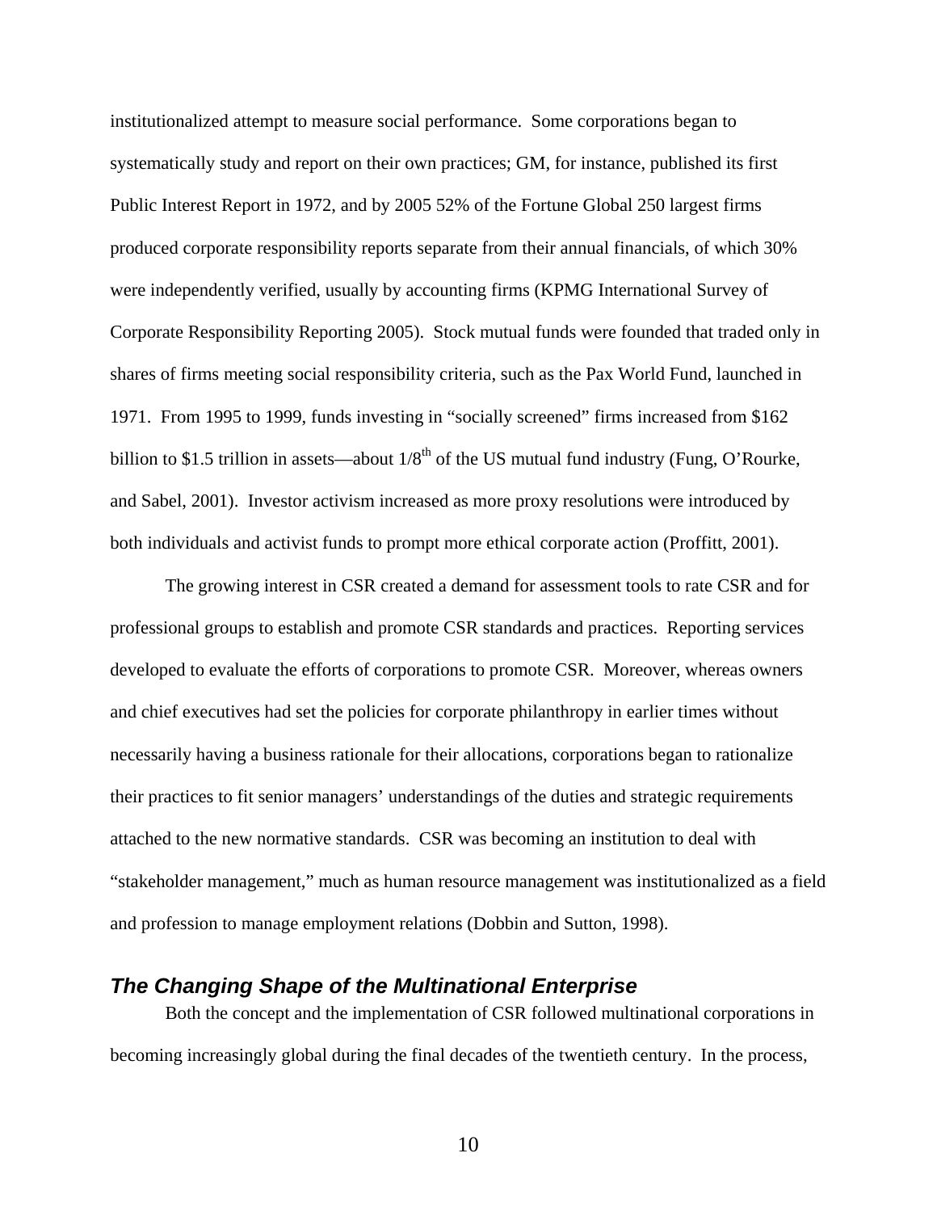institutionalized attempt to measure social performance. Some corporations began to systematically study and report on their own practices; GM, for instance, published its first Public Interest Report in 1972, and by 2005 52% of the Fortune Global 250 largest firms produced corporate responsibility reports separate from their annual financials, of which 30% were independently verified, usually by accounting firms (KPMG International Survey of Corporate Responsibility Reporting 2005). Stock mutual funds were founded that traded only in shares of firms meeting social responsibility criteria, such as the Pax World Fund, launched in 1971. From 1995 to 1999, funds investing in "socially screened" firms increased from $162 billion to $1.5 trillion in assets—about 1/8th of the US mutual fund industry (Fung, O'Rourke, and Sabel, 2001). Investor activism increased as more proxy resolutions were introduced by both individuals and activist funds to prompt more ethical corporate action (Proffitt, 2001).

The growing interest in CSR created a demand for assessment tools to rate CSR and for professional groups to establish and promote CSR standards and practices. Reporting services developed to evaluate the efforts of corporations to promote CSR. Moreover, whereas owners and chief executives had set the policies for corporate philanthropy in earlier times without necessarily having a business rationale for their allocations, corporations began to rationalize their practices to fit senior managers' understandings of the duties and strategic requirements attached to the new normative standards. CSR was becoming an institution to deal with "stakeholder management," much as human resource management was institutionalized as a field and profession to manage employment relations (Dobbin and Sutton, 1998).

### *The Changing Shape of the Multinational Enterprise*

Both the concept and the implementation of CSR followed multinational corporations in becoming increasingly global during the final decades of the twentieth century. In the process,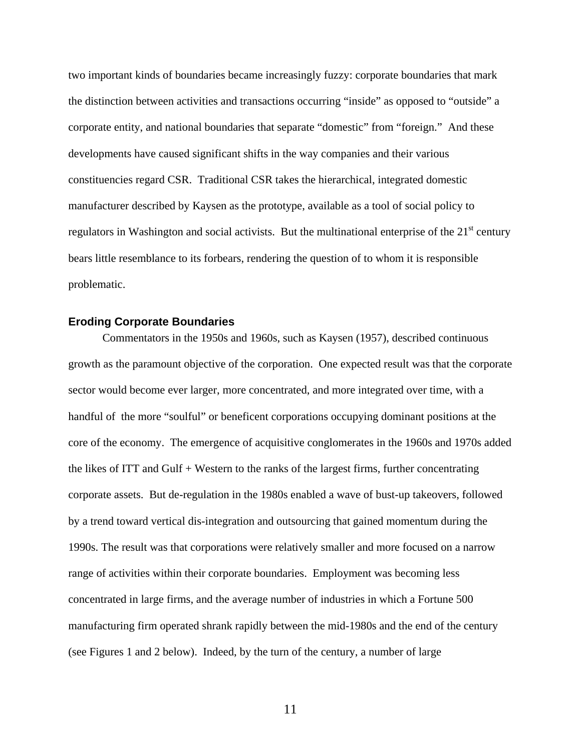two important kinds of boundaries became increasingly fuzzy: corporate boundaries that mark the distinction between activities and transactions occurring "inside" as opposed to "outside" a corporate entity, and national boundaries that separate "domestic" from "foreign." And these developments have caused significant shifts in the way companies and their various constituencies regard CSR. Traditional CSR takes the hierarchical, integrated domestic manufacturer described by Kaysen as the prototype, available as a tool of social policy to regulators in Washington and social activists. But the multinational enterprise of the 21st century bears little resemblance to its forbears, rendering the question of to whom it is responsible problematic.

### Eroding Corporate Boundaries

Commentators in the 1950s and 1960s, such as Kaysen (1957), described continuous growth as the paramount objective of the corporation. One expected result was that the corporate sector would become ever larger, more concentrated, and more integrated over time, with a handful of the more "soulful" or beneficent corporations occupying dominant positions at the core of the economy. The emergence of acquisitive conglomerates in the 1960s and 1970s added the likes of ITT and Gulf + Western to the ranks of the largest firms, further concentrating corporate assets. But de-regulation in the 1980s enabled a wave of bust-up takeovers, followed by a trend toward vertical dis-integration and outsourcing that gained momentum during the 1990s. The result was that corporations were relatively smaller and more focused on a narrow range of activities within their corporate boundaries. Employment was becoming less concentrated in large firms, and the average number of industries in which a Fortune 500 manufacturing firm operated shrank rapidly between the mid-1980s and the end of the century (see Figures 1 and 2 below). Indeed, by the turn of the century, a number of large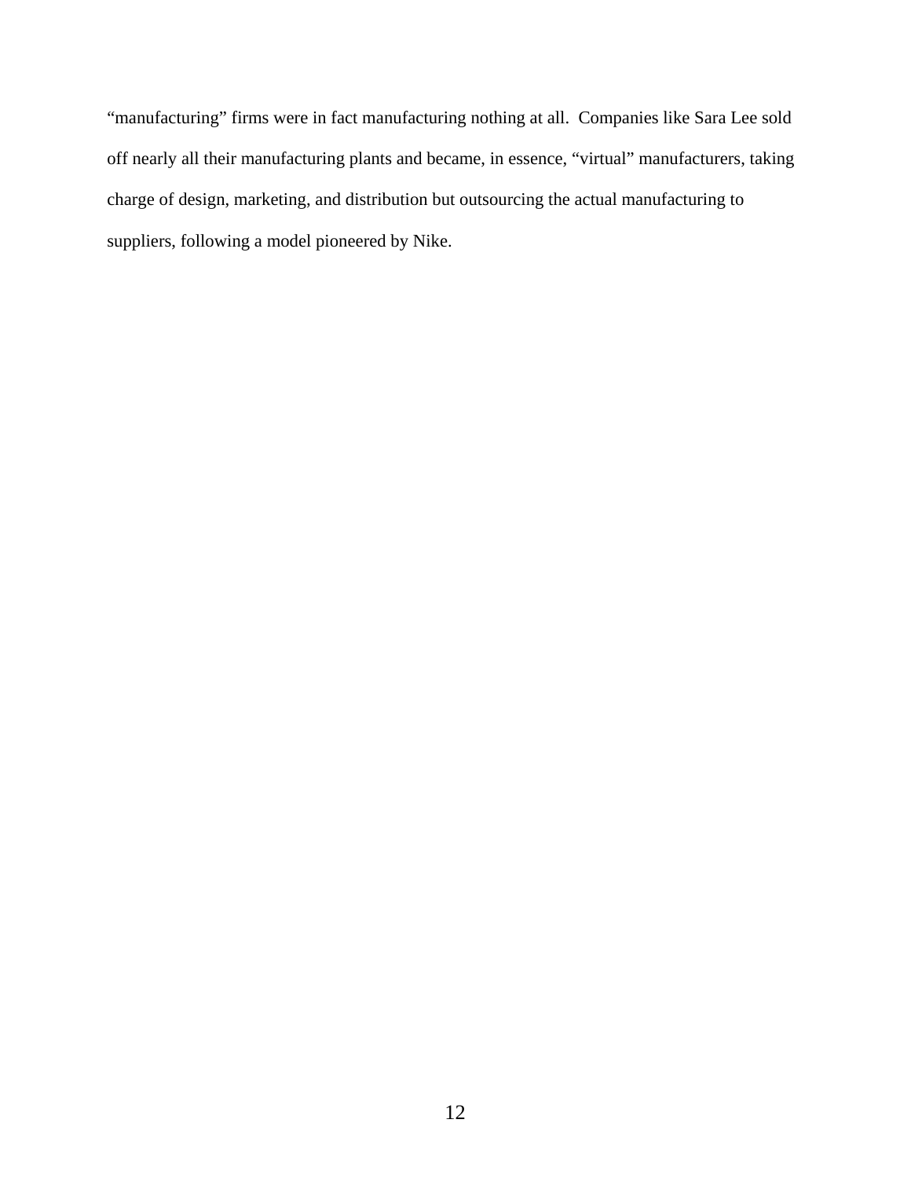“manufacturing” firms were in fact manufacturing nothing at all.  Companies like Sara Lee sold off nearly all their manufacturing plants and became, in essence, “virtual” manufacturers, taking charge of design, marketing, and distribution but outsourcing the actual manufacturing to suppliers, following a model pioneered by Nike.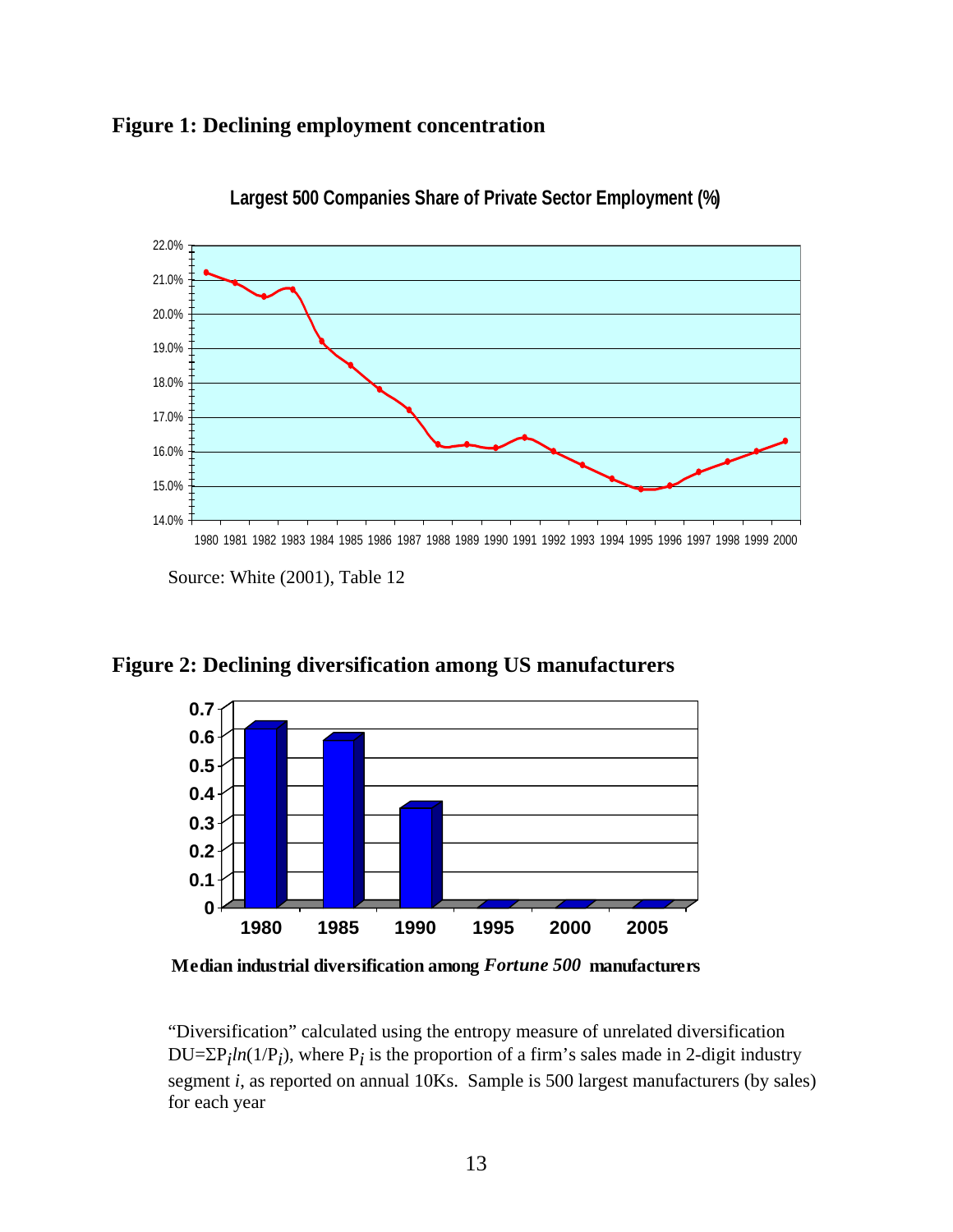## Figure 1: Declining employment concentration

**Largest 500 Companies Share of Private Sector Employment (%)**

Source: White (2001), Table 12

## Figure 2: Declining diversification among US manufacturers

**Median industrial diversification among *Fortune 500* manufacturers**

"Diversification" calculated using the entropy measure of unrelated diversification $DU = \Sigma P_i ln(1/P_i)$, where $P_i$ is the proportion of a firm's sales made in 2-digit industry segment *i*, as reported on annual 10Ks. Sample is 500 largest manufacturers (by sales) for each year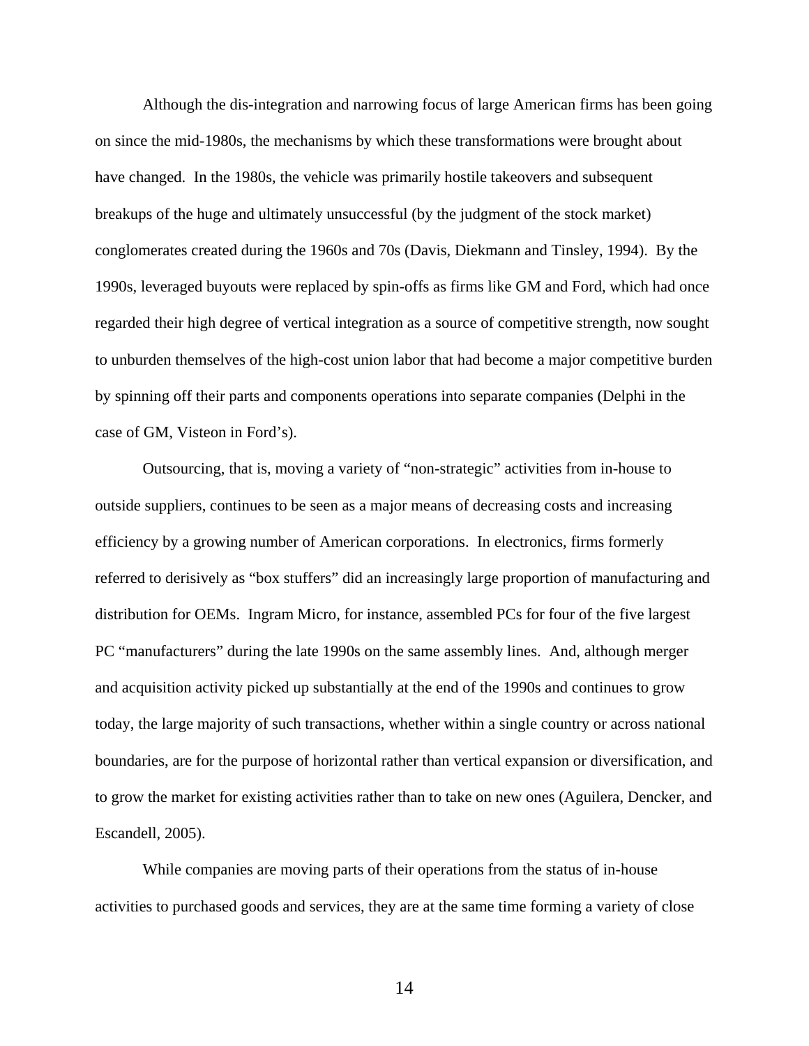Although the dis-integration and narrowing focus of large American firms has been going on since the mid-1980s, the mechanisms by which these transformations were brought about have changed. In the 1980s, the vehicle was primarily hostile takeovers and subsequent breakups of the huge and ultimately unsuccessful (by the judgment of the stock market) conglomerates created during the 1960s and 70s (Davis, Diekmann and Tinsley, 1994). By the 1990s, leveraged buyouts were replaced by spin-offs as firms like GM and Ford, which had once regarded their high degree of vertical integration as a source of competitive strength, now sought to unburden themselves of the high-cost union labor that had become a major competitive burden by spinning off their parts and components operations into separate companies (Delphi in the case of GM, Visteon in Ford's).

Outsourcing, that is, moving a variety of "non-strategic" activities from in-house to outside suppliers, continues to be seen as a major means of decreasing costs and increasing efficiency by a growing number of American corporations. In electronics, firms formerly referred to derisively as "box stuffers" did an increasingly large proportion of manufacturing and distribution for OEMs. Ingram Micro, for instance, assembled PCs for four of the five largest PC "manufacturers" during the late 1990s on the same assembly lines. And, although merger and acquisition activity picked up substantially at the end of the 1990s and continues to grow today, the large majority of such transactions, whether within a single country or across national boundaries, are for the purpose of horizontal rather than vertical expansion or diversification, and to grow the market for existing activities rather than to take on new ones (Aguilera, Dencker, and Escandell, 2005).

While companies are moving parts of their operations from the status of in-house activities to purchased goods and services, they are at the same time forming a variety of close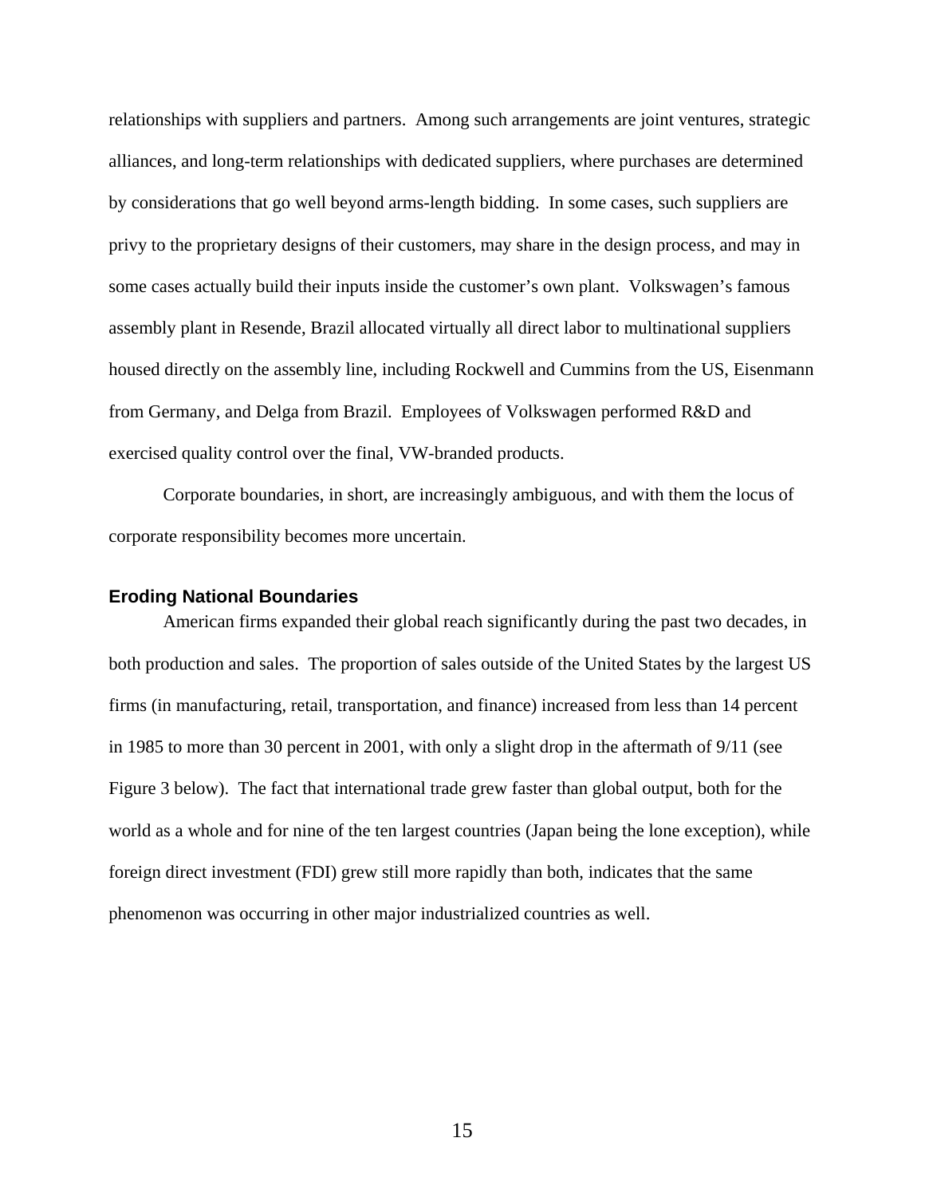relationships with suppliers and partners. Among such arrangements are joint ventures, strategic alliances, and long-term relationships with dedicated suppliers, where purchases are determined by considerations that go well beyond arms-length bidding. In some cases, such suppliers are privy to the proprietary designs of their customers, may share in the design process, and may in some cases actually build their inputs inside the customer's own plant. Volkswagen's famous assembly plant in Resende, Brazil allocated virtually all direct labor to multinational suppliers housed directly on the assembly line, including Rockwell and Cummins from the US, Eisenmann from Germany, and Delga from Brazil. Employees of Volkswagen performed R&D and exercised quality control over the final, VW-branded products.

Corporate boundaries, in short, are increasingly ambiguous, and with them the locus of corporate responsibility becomes more uncertain.

### Eroding National Boundaries

American firms expanded their global reach significantly during the past two decades, in both production and sales. The proportion of sales outside of the United States by the largest US firms (in manufacturing, retail, transportation, and finance) increased from less than 14 percent in 1985 to more than 30 percent in 2001, with only a slight drop in the aftermath of 9/11 (see Figure 3 below). The fact that international trade grew faster than global output, both for the world as a whole and for nine of the ten largest countries (Japan being the lone exception), while foreign direct investment (FDI) grew still more rapidly than both, indicates that the same phenomenon was occurring in other major industrialized countries as well.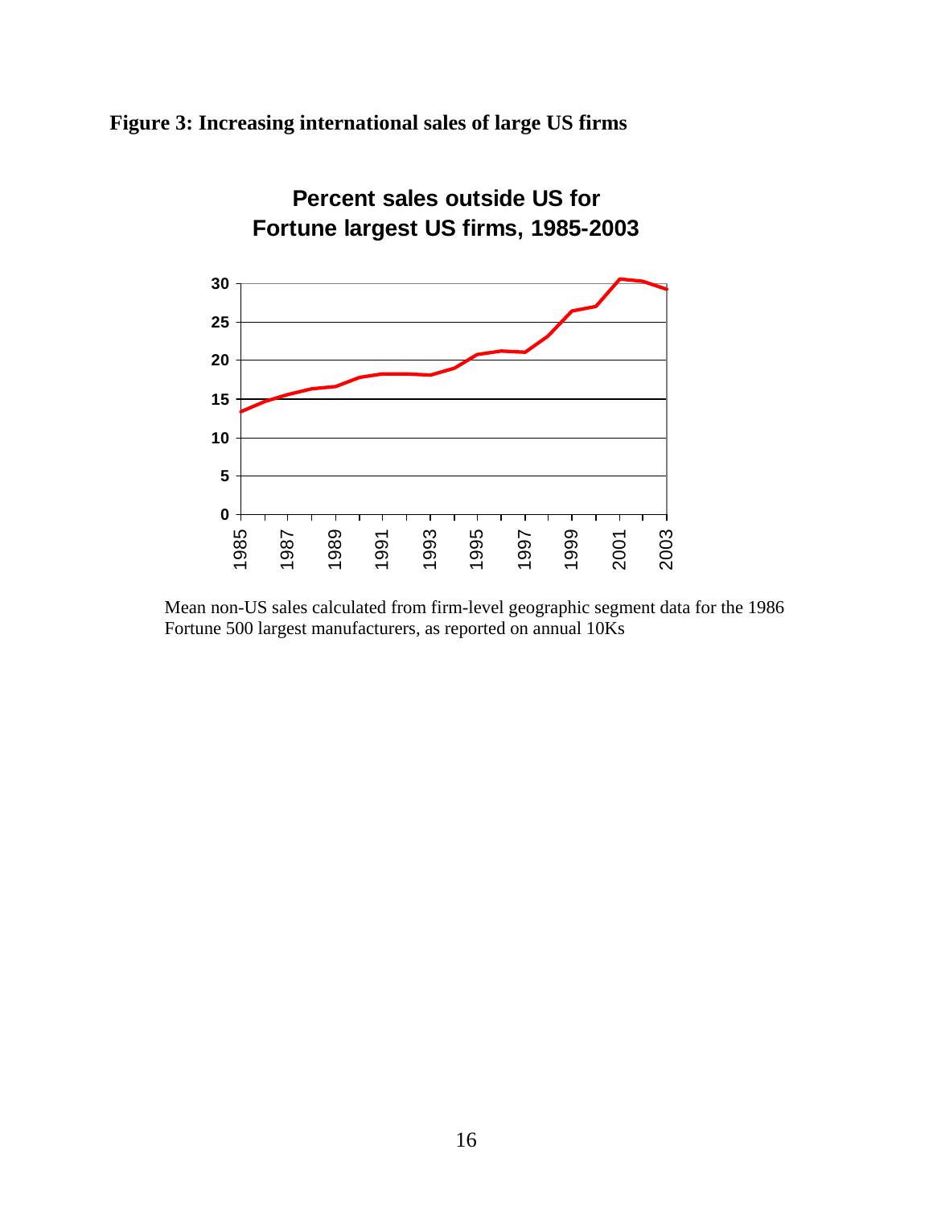**Figure 3: Increasing international sales of large US firms**

**Percent sales outside US for Fortune largest US firms, 1985-2003**

Mean non-US sales calculated from firm-level geographic segment data for the 1986 Fortune 500 largest manufacturers, as reported on annual 10Ks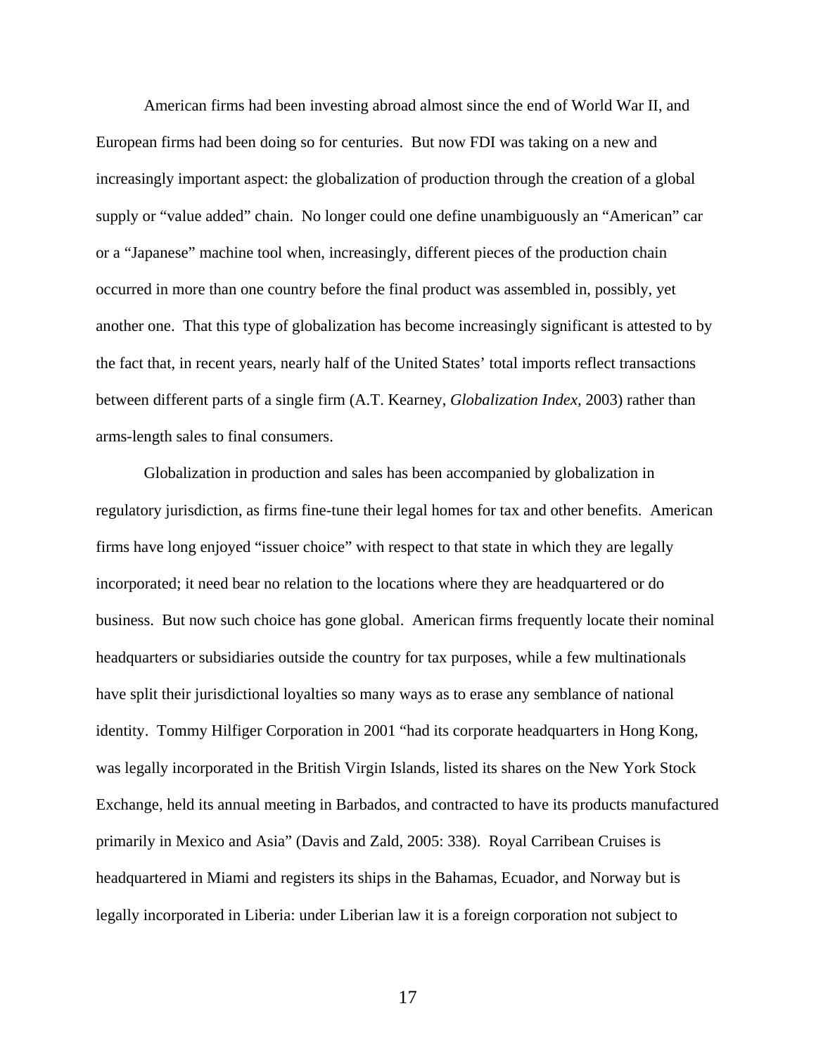American firms had been investing abroad almost since the end of World War II, and European firms had been doing so for centuries. But now FDI was taking on a new and increasingly important aspect: the globalization of production through the creation of a global supply or "value added" chain. No longer could one define unambiguously an "American" car or a "Japanese" machine tool when, increasingly, different pieces of the production chain occurred in more than one country before the final product was assembled in, possibly, yet another one. That this type of globalization has become increasingly significant is attested to by the fact that, in recent years, nearly half of the United States' total imports reflect transactions between different parts of a single firm (A.T. Kearney, *Globalization Index,* 2003) rather than arms-length sales to final consumers.

Globalization in production and sales has been accompanied by globalization in regulatory jurisdiction, as firms fine-tune their legal homes for tax and other benefits. American firms have long enjoyed "issuer choice" with respect to that state in which they are legally incorporated; it need bear no relation to the locations where they are headquartered or do business. But now such choice has gone global. American firms frequently locate their nominal headquarters or subsidiaries outside the country for tax purposes, while a few multinationals have split their jurisdictional loyalties so many ways as to erase any semblance of national identity. Tommy Hilfiger Corporation in 2001 "had its corporate headquarters in Hong Kong, was legally incorporated in the British Virgin Islands, listed its shares on the New York Stock Exchange, held its annual meeting in Barbados, and contracted to have its products manufactured primarily in Mexico and Asia" (Davis and Zald, 2005: 338). Royal Carribean Cruises is headquartered in Miami and registers its ships in the Bahamas, Ecuador, and Norway but is legally incorporated in Liberia: under Liberian law it is a foreign corporation not subject to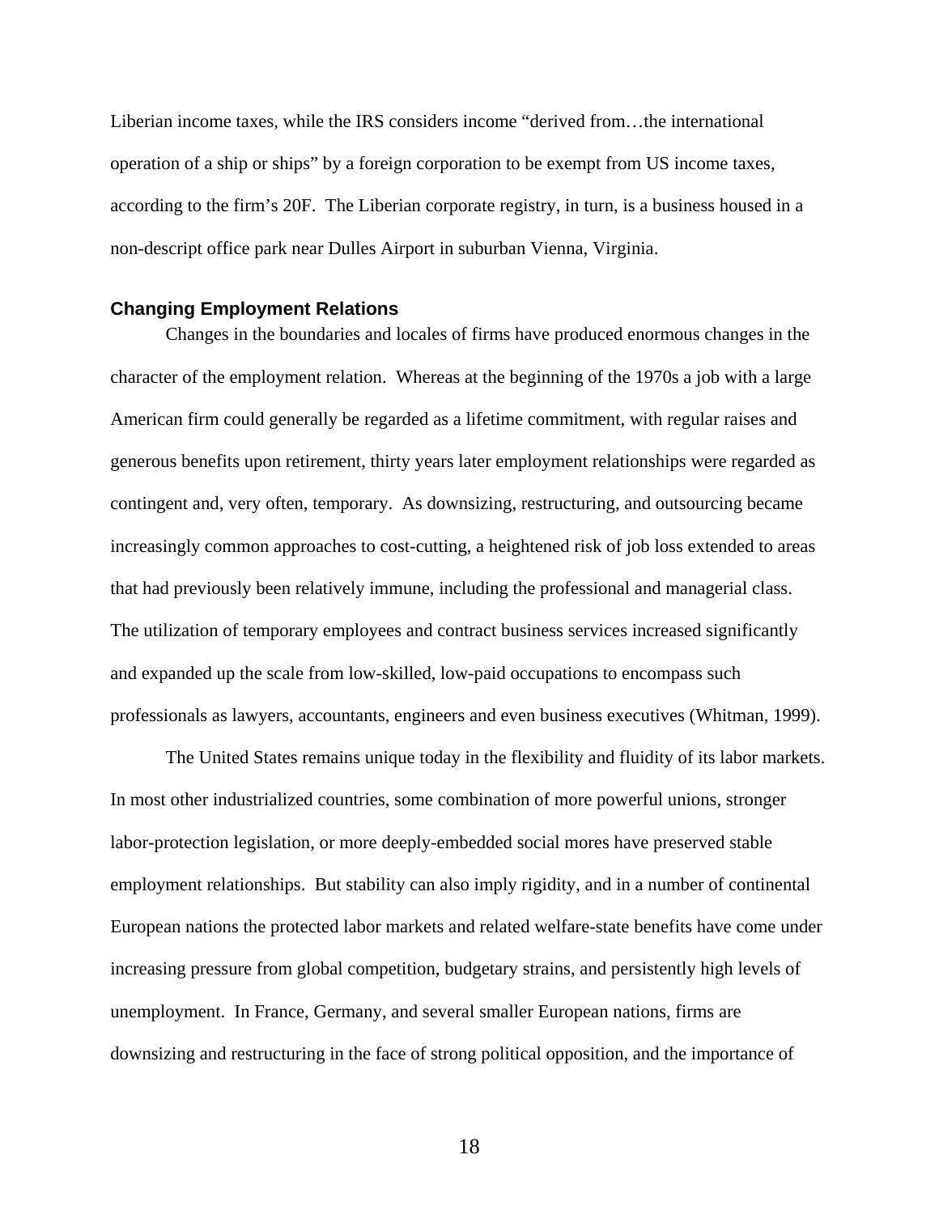Liberian income taxes, while the IRS considers income "derived from…the international operation of a ship or ships" by a foreign corporation to be exempt from US income taxes, according to the firm's 20F. The Liberian corporate registry, in turn, is a business housed in a non-descript office park near Dulles Airport in suburban Vienna, Virginia.

### Changing Employment Relations

Changes in the boundaries and locales of firms have produced enormous changes in the character of the employment relation. Whereas at the beginning of the 1970s a job with a large American firm could generally be regarded as a lifetime commitment, with regular raises and generous benefits upon retirement, thirty years later employment relationships were regarded as contingent and, very often, temporary. As downsizing, restructuring, and outsourcing became increasingly common approaches to cost-cutting, a heightened risk of job loss extended to areas that had previously been relatively immune, including the professional and managerial class. The utilization of temporary employees and contract business services increased significantly and expanded up the scale from low-skilled, low-paid occupations to encompass such professionals as lawyers, accountants, engineers and even business executives (Whitman, 1999).

The United States remains unique today in the flexibility and fluidity of its labor markets. In most other industrialized countries, some combination of more powerful unions, stronger labor-protection legislation, or more deeply-embedded social mores have preserved stable employment relationships. But stability can also imply rigidity, and in a number of continental European nations the protected labor markets and related welfare-state benefits have come under increasing pressure from global competition, budgetary strains, and persistently high levels of unemployment. In France, Germany, and several smaller European nations, firms are downsizing and restructuring in the face of strong political opposition, and the importance of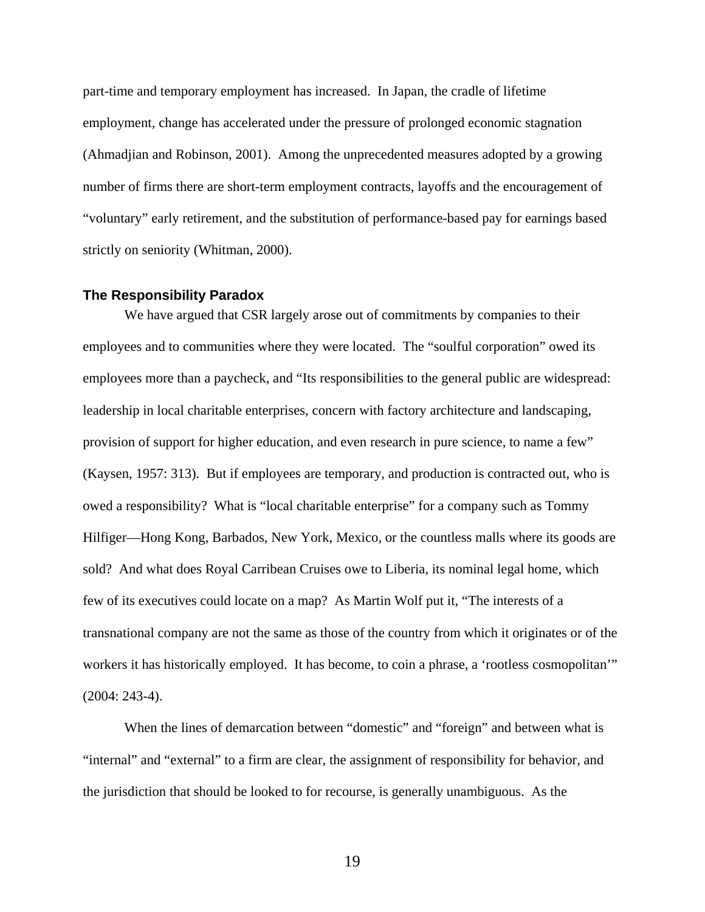part-time and temporary employment has increased. In Japan, the cradle of lifetime employment, change has accelerated under the pressure of prolonged economic stagnation (Ahmadjian and Robinson, 2001). Among the unprecedented measures adopted by a growing number of firms there are short-term employment contracts, layoffs and the encouragement of "voluntary" early retirement, and the substitution of performance-based pay for earnings based strictly on seniority (Whitman, 2000).

### The Responsibility Paradox

We have argued that CSR largely arose out of commitments by companies to their employees and to communities where they were located. The "soulful corporation" owed its employees more than a paycheck, and "Its responsibilities to the general public are widespread: leadership in local charitable enterprises, concern with factory architecture and landscaping, provision of support for higher education, and even research in pure science, to name a few" (Kaysen, 1957: 313). But if employees are temporary, and production is contracted out, who is owed a responsibility? What is "local charitable enterprise" for a company such as Tommy Hilfiger—Hong Kong, Barbados, New York, Mexico, or the countless malls where its goods are sold? And what does Royal Carribean Cruises owe to Liberia, its nominal legal home, which few of its executives could locate on a map? As Martin Wolf put it, "The interests of a transnational company are not the same as those of the country from which it originates or of the workers it has historically employed. It has become, to coin a phrase, a 'rootless cosmopolitan'" (2004: 243-4).

When the lines of demarcation between "domestic" and "foreign" and between what is "internal" and "external" to a firm are clear, the assignment of responsibility for behavior, and the jurisdiction that should be looked to for recourse, is generally unambiguous. As the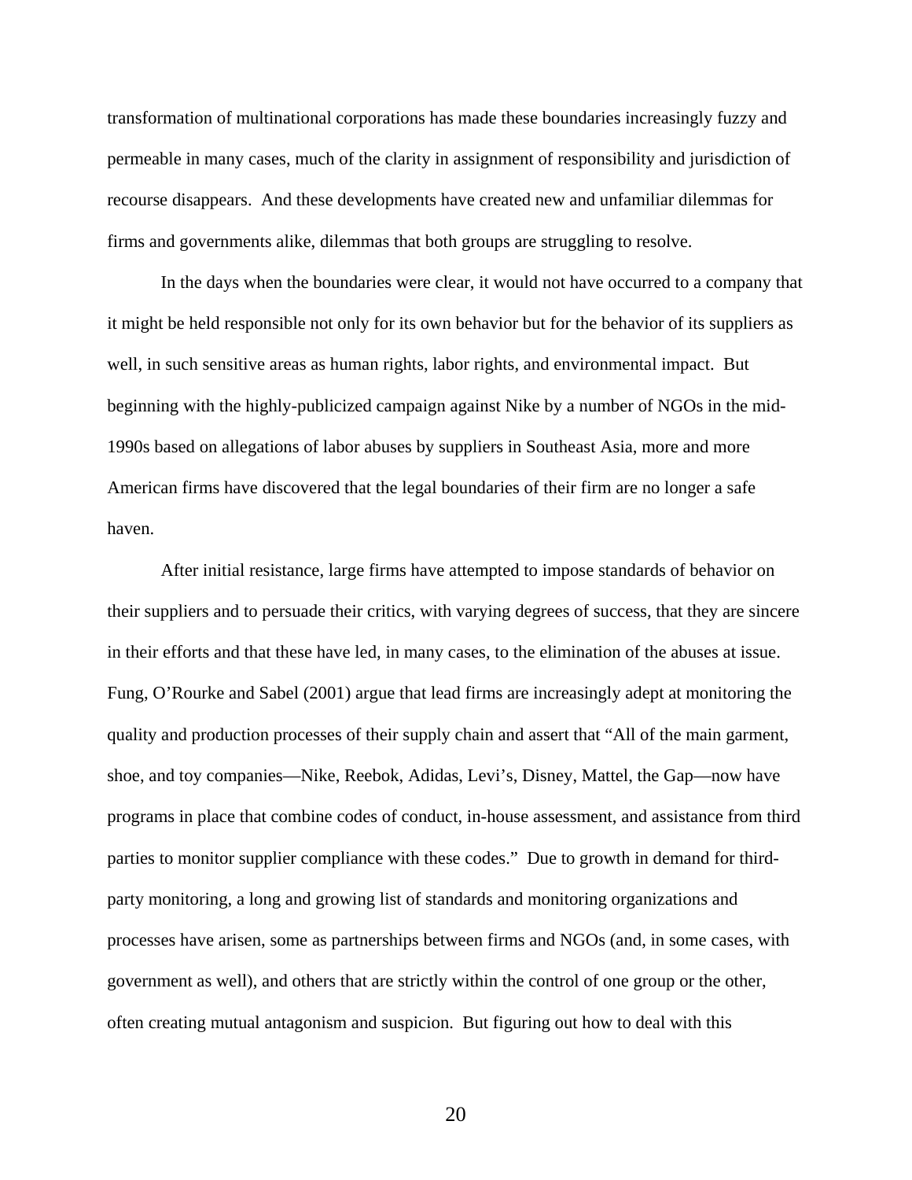transformation of multinational corporations has made these boundaries increasingly fuzzy and permeable in many cases, much of the clarity in assignment of responsibility and jurisdiction of recourse disappears. And these developments have created new and unfamiliar dilemmas for firms and governments alike, dilemmas that both groups are struggling to resolve.

In the days when the boundaries were clear, it would not have occurred to a company that it might be held responsible not only for its own behavior but for the behavior of its suppliers as well, in such sensitive areas as human rights, labor rights, and environmental impact. But beginning with the highly-publicized campaign against Nike by a number of NGOs in the mid-1990s based on allegations of labor abuses by suppliers in Southeast Asia, more and more American firms have discovered that the legal boundaries of their firm are no longer a safe haven.

After initial resistance, large firms have attempted to impose standards of behavior on their suppliers and to persuade their critics, with varying degrees of success, that they are sincere in their efforts and that these have led, in many cases, to the elimination of the abuses at issue. Fung, O'Rourke and Sabel (2001) argue that lead firms are increasingly adept at monitoring the quality and production processes of their supply chain and assert that "All of the main garment, shoe, and toy companies—Nike, Reebok, Adidas, Levi's, Disney, Mattel, the Gap—now have programs in place that combine codes of conduct, in-house assessment, and assistance from third parties to monitor supplier compliance with these codes." Due to growth in demand for third-party monitoring, a long and growing list of standards and monitoring organizations and processes have arisen, some as partnerships between firms and NGOs (and, in some cases, with government as well), and others that are strictly within the control of one group or the other, often creating mutual antagonism and suspicion. But figuring out how to deal with this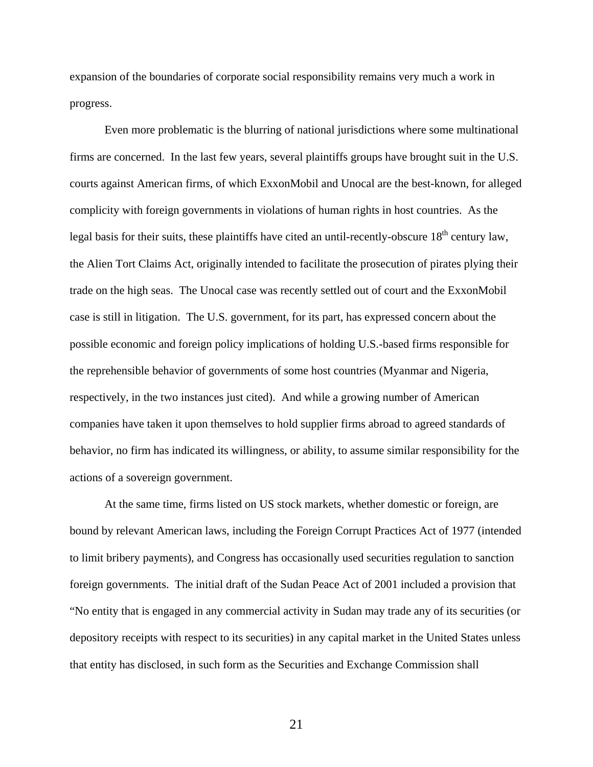expansion of the boundaries of corporate social responsibility remains very much a work in progress.

Even more problematic is the blurring of national jurisdictions where some multinational firms are concerned. In the last few years, several plaintiffs groups have brought suit in the U.S. courts against American firms, of which ExxonMobil and Unocal are the best-known, for alleged complicity with foreign governments in violations of human rights in host countries. As the legal basis for their suits, these plaintiffs have cited an until-recently-obscure 18th century law, the Alien Tort Claims Act, originally intended to facilitate the prosecution of pirates plying their trade on the high seas. The Unocal case was recently settled out of court and the ExxonMobil case is still in litigation. The U.S. government, for its part, has expressed concern about the possible economic and foreign policy implications of holding U.S.-based firms responsible for the reprehensible behavior of governments of some host countries (Myanmar and Nigeria, respectively, in the two instances just cited). And while a growing number of American companies have taken it upon themselves to hold supplier firms abroad to agreed standards of behavior, no firm has indicated its willingness, or ability, to assume similar responsibility for the actions of a sovereign government.

At the same time, firms listed on US stock markets, whether domestic or foreign, are bound by relevant American laws, including the Foreign Corrupt Practices Act of 1977 (intended to limit bribery payments), and Congress has occasionally used securities regulation to sanction foreign governments. The initial draft of the Sudan Peace Act of 2001 included a provision that "No entity that is engaged in any commercial activity in Sudan may trade any of its securities (or depository receipts with respect to its securities) in any capital market in the United States unless that entity has disclosed, in such form as the Securities and Exchange Commission shall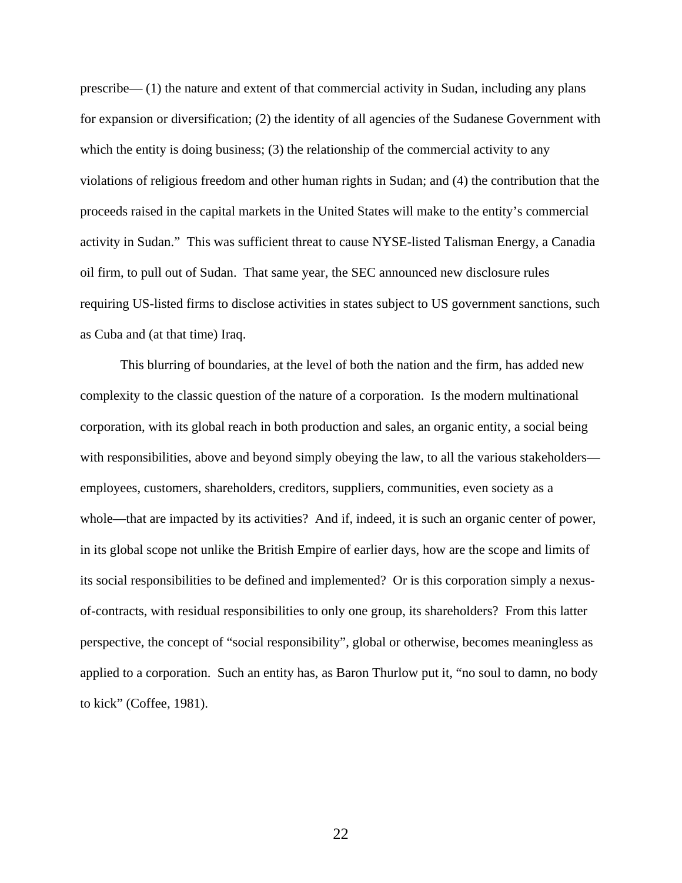prescribe— (1) the nature and extent of that commercial activity in Sudan, including any plans for expansion or diversification; (2) the identity of all agencies of the Sudanese Government with which the entity is doing business; (3) the relationship of the commercial activity to any violations of religious freedom and other human rights in Sudan; and (4) the contribution that the proceeds raised in the capital markets in the United States will make to the entity's commercial activity in Sudan." This was sufficient threat to cause NYSE-listed Talisman Energy, a Canadia oil firm, to pull out of Sudan. That same year, the SEC announced new disclosure rules requiring US-listed firms to disclose activities in states subject to US government sanctions, such as Cuba and (at that time) Iraq.

This blurring of boundaries, at the level of both the nation and the firm, has added new complexity to the classic question of the nature of a corporation. Is the modern multinational corporation, with its global reach in both production and sales, an organic entity, a social being with responsibilities, above and beyond simply obeying the law, to all the various stakeholders—employees, customers, shareholders, creditors, suppliers, communities, even society as a whole—that are impacted by its activities? And if, indeed, it is such an organic center of power, in its global scope not unlike the British Empire of earlier days, how are the scope and limits of its social responsibilities to be defined and implemented? Or is this corporation simply a nexus-of-contracts, with residual responsibilities to only one group, its shareholders? From this latter perspective, the concept of "social responsibility", global or otherwise, becomes meaningless as applied to a corporation. Such an entity has, as Baron Thurlow put it, "no soul to damn, no body to kick" (Coffee, 1981).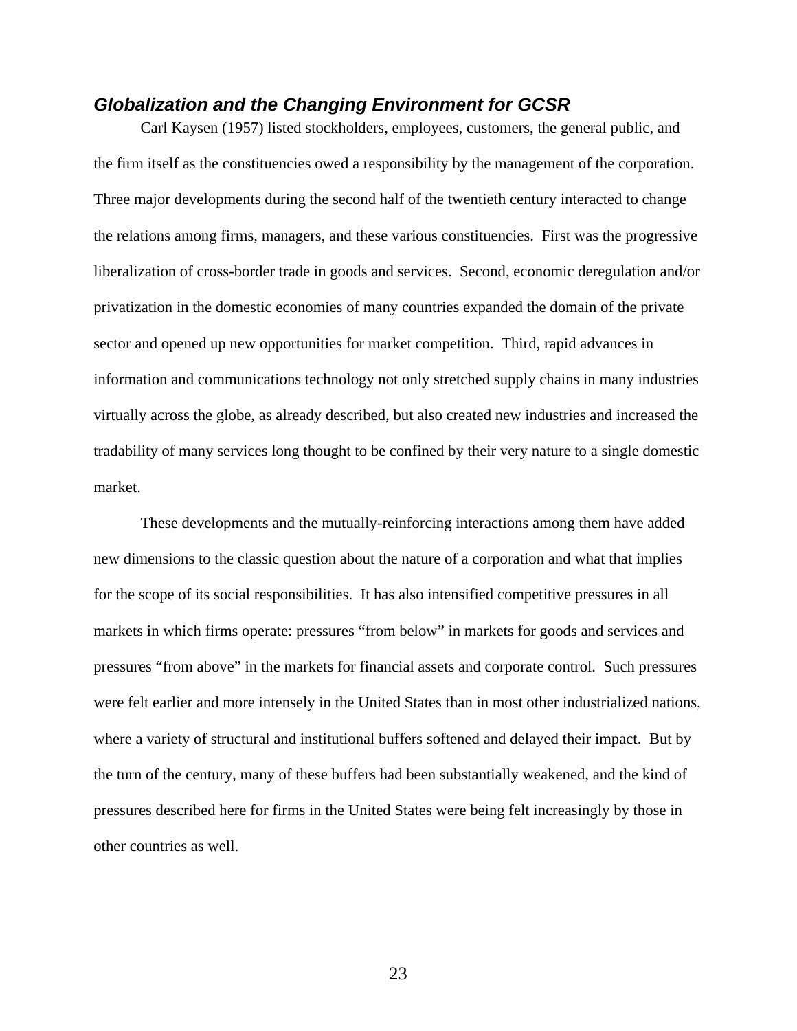### *Globalization and the Changing Environment for GCSR*

Carl Kaysen (1957) listed stockholders, employees, customers, the general public, and the firm itself as the constituencies owed a responsibility by the management of the corporation. Three major developments during the second half of the twentieth century interacted to change the relations among firms, managers, and these various constituencies. First was the progressive liberalization of cross-border trade in goods and services. Second, economic deregulation and/or privatization in the domestic economies of many countries expanded the domain of the private sector and opened up new opportunities for market competition. Third, rapid advances in information and communications technology not only stretched supply chains in many industries virtually across the globe, as already described, but also created new industries and increased the tradability of many services long thought to be confined by their very nature to a single domestic market.

These developments and the mutually-reinforcing interactions among them have added new dimensions to the classic question about the nature of a corporation and what that implies for the scope of its social responsibilities. It has also intensified competitive pressures in all markets in which firms operate: pressures "from below" in markets for goods and services and pressures "from above" in the markets for financial assets and corporate control. Such pressures were felt earlier and more intensely in the United States than in most other industrialized nations, where a variety of structural and institutional buffers softened and delayed their impact. But by the turn of the century, many of these buffers had been substantially weakened, and the kind of pressures described here for firms in the United States were being felt increasingly by those in other countries as well.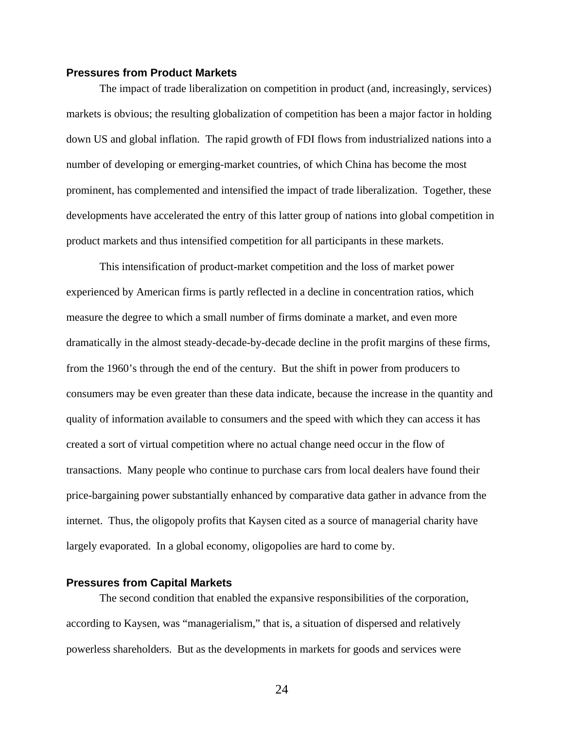### Pressures from Product Markets

The impact of trade liberalization on competition in product (and, increasingly, services) markets is obvious; the resulting globalization of competition has been a major factor in holding down US and global inflation. The rapid growth of FDI flows from industrialized nations into a number of developing or emerging-market countries, of which China has become the most prominent, has complemented and intensified the impact of trade liberalization. Together, these developments have accelerated the entry of this latter group of nations into global competition in product markets and thus intensified competition for all participants in these markets.

This intensification of product-market competition and the loss of market power experienced by American firms is partly reflected in a decline in concentration ratios, which measure the degree to which a small number of firms dominate a market, and even more dramatically in the almost steady-decade-by-decade decline in the profit margins of these firms, from the 1960's through the end of the century. But the shift in power from producers to consumers may be even greater than these data indicate, because the increase in the quantity and quality of information available to consumers and the speed with which they can access it has created a sort of virtual competition where no actual change need occur in the flow of transactions. Many people who continue to purchase cars from local dealers have found their price-bargaining power substantially enhanced by comparative data gather in advance from the internet. Thus, the oligopoly profits that Kaysen cited as a source of managerial charity have largely evaporated. In a global economy, oligopolies are hard to come by.

### Pressures from Capital Markets

The second condition that enabled the expansive responsibilities of the corporation, according to Kaysen, was "managerialism," that is, a situation of dispersed and relatively powerless shareholders. But as the developments in markets for goods and services were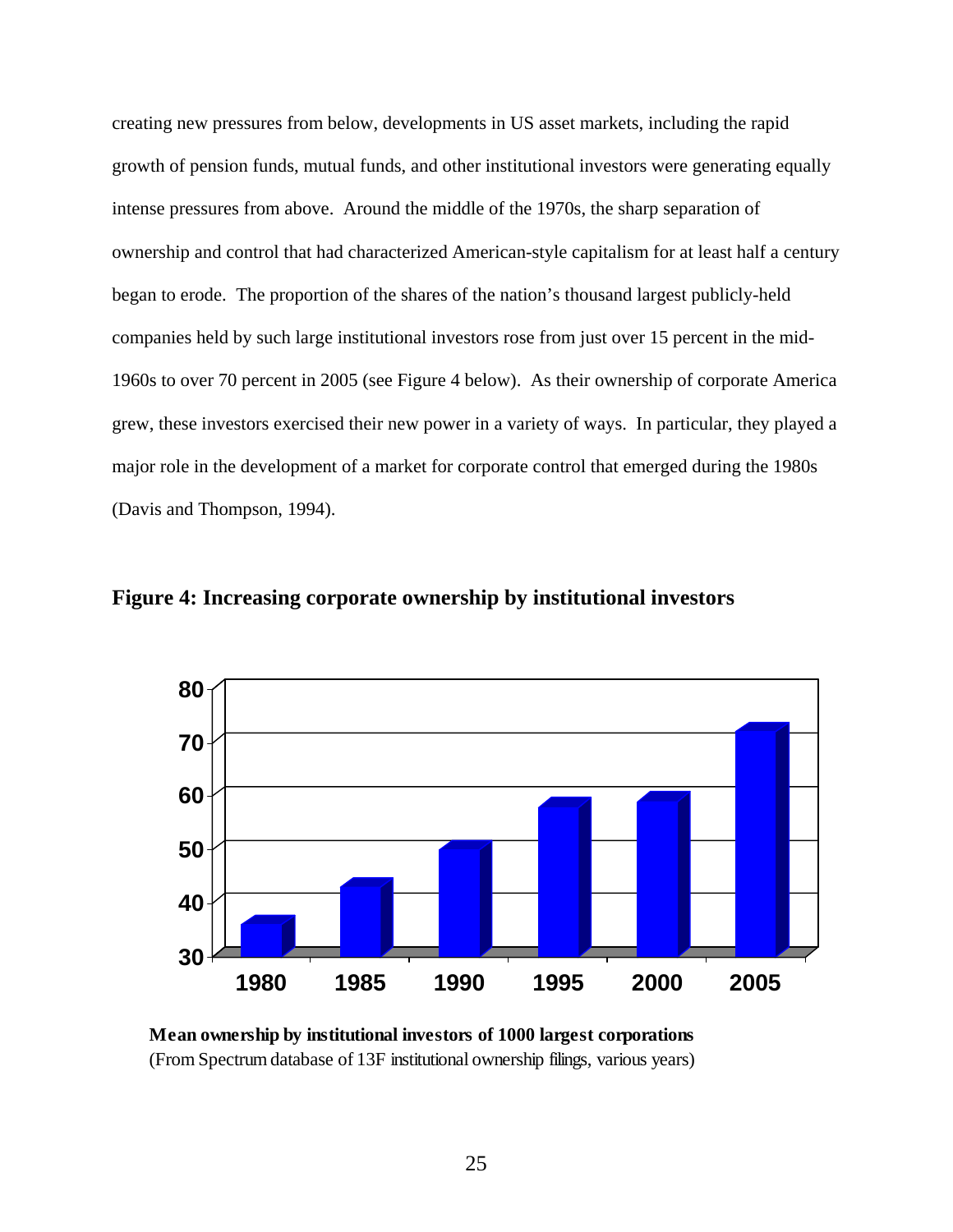creating new pressures from below, developments in US asset markets, including the rapid growth of pension funds, mutual funds, and other institutional investors were generating equally intense pressures from above. Around the middle of the 1970s, the sharp separation of ownership and control that had characterized American-style capitalism for at least half a century began to erode. The proportion of the shares of the nation's thousand largest publicly-held companies held by such large institutional investors rose from just over 15 percent in the mid-1960s to over 70 percent in 2005 (see Figure 4 below). As their ownership of corporate America grew, these investors exercised their new power in a variety of ways. In particular, they played a major role in the development of a market for corporate control that emerged during the 1980s (Davis and Thompson, 1994).

**Figure 4: Increasing corporate ownership by institutional investors**

**Mean ownership by institutional investors of 1000 largest corporations**
(From Spectrum database of 13F institutional ownership filings, various years)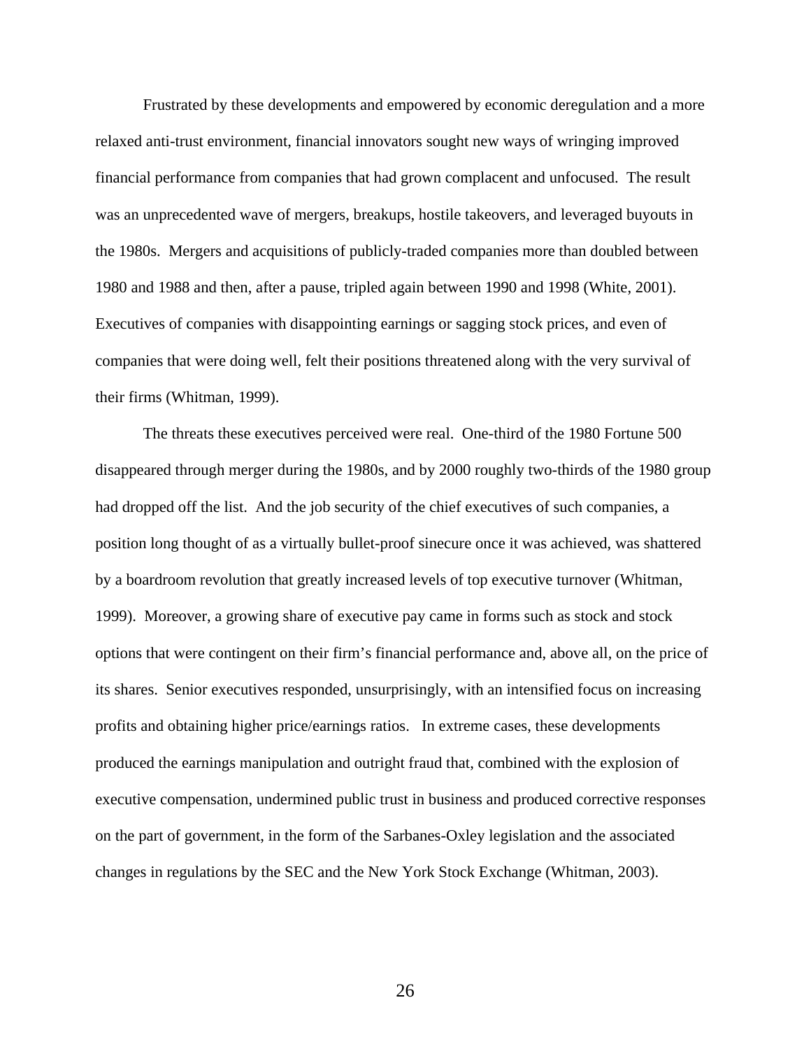Frustrated by these developments and empowered by economic deregulation and a more relaxed anti-trust environment, financial innovators sought new ways of wringing improved financial performance from companies that had grown complacent and unfocused. The result was an unprecedented wave of mergers, breakups, hostile takeovers, and leveraged buyouts in the 1980s. Mergers and acquisitions of publicly-traded companies more than doubled between 1980 and 1988 and then, after a pause, tripled again between 1990 and 1998 (White, 2001). Executives of companies with disappointing earnings or sagging stock prices, and even of companies that were doing well, felt their positions threatened along with the very survival of their firms (Whitman, 1999).

The threats these executives perceived were real. One-third of the 1980 Fortune 500 disappeared through merger during the 1980s, and by 2000 roughly two-thirds of the 1980 group had dropped off the list. And the job security of the chief executives of such companies, a position long thought of as a virtually bullet-proof sinecure once it was achieved, was shattered by a boardroom revolution that greatly increased levels of top executive turnover (Whitman, 1999). Moreover, a growing share of executive pay came in forms such as stock and stock options that were contingent on their firm's financial performance and, above all, on the price of its shares. Senior executives responded, unsurprisingly, with an intensified focus on increasing profits and obtaining higher price/earnings ratios. In extreme cases, these developments produced the earnings manipulation and outright fraud that, combined with the explosion of executive compensation, undermined public trust in business and produced corrective responses on the part of government, in the form of the Sarbanes-Oxley legislation and the associated changes in regulations by the SEC and the New York Stock Exchange (Whitman, 2003).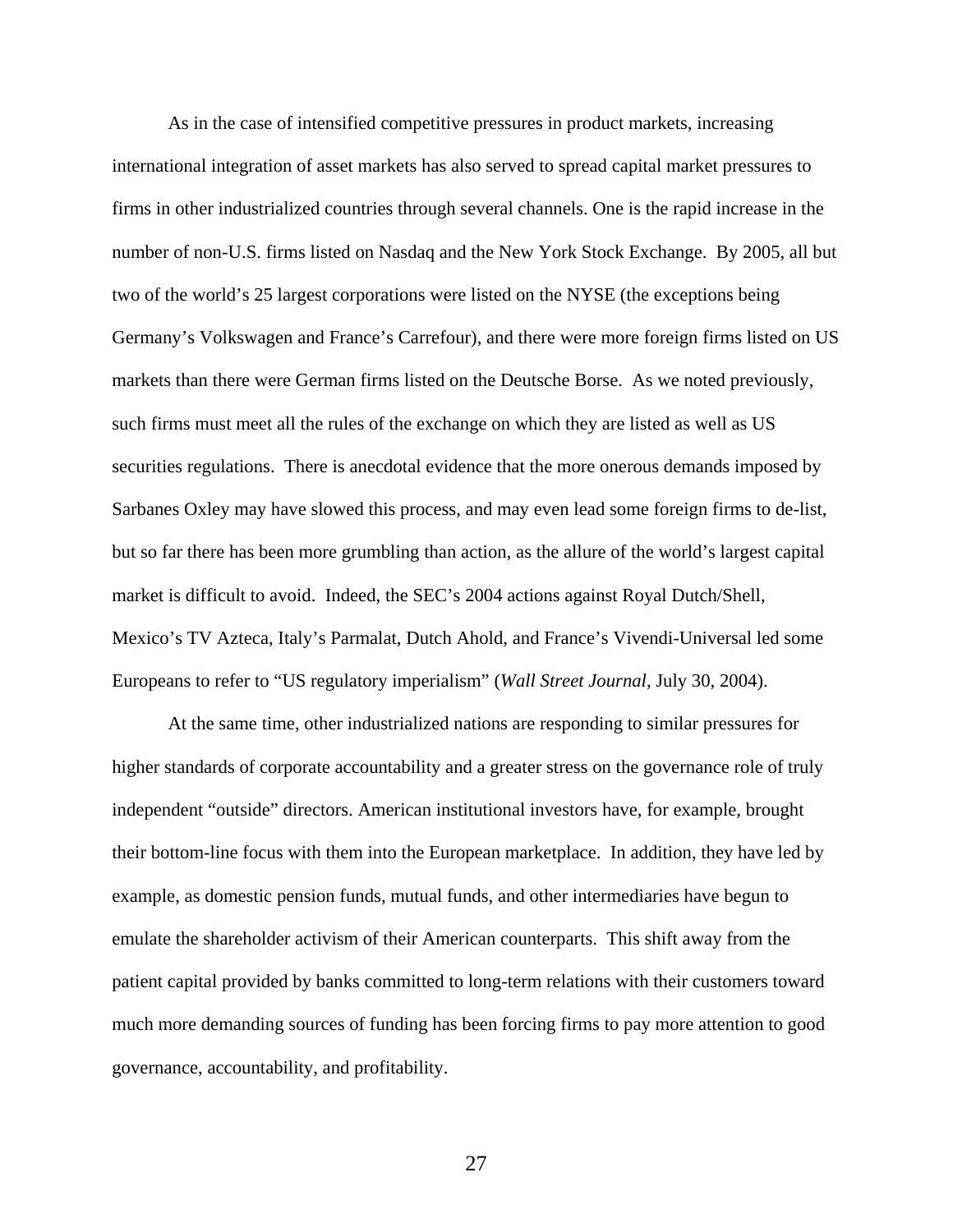As in the case of intensified competitive pressures in product markets, increasing international integration of asset markets has also served to spread capital market pressures to firms in other industrialized countries through several channels. One is the rapid increase in the number of non-U.S. firms listed on Nasdaq and the New York Stock Exchange. By 2005, all but two of the world's 25 largest corporations were listed on the NYSE (the exceptions being Germany's Volkswagen and France's Carrefour), and there were more foreign firms listed on US markets than there were German firms listed on the Deutsche Borse. As we noted previously, such firms must meet all the rules of the exchange on which they are listed as well as US securities regulations. There is anecdotal evidence that the more onerous demands imposed by Sarbanes Oxley may have slowed this process, and may even lead some foreign firms to de-list, but so far there has been more grumbling than action, as the allure of the world's largest capital market is difficult to avoid. Indeed, the SEC's 2004 actions against Royal Dutch/Shell, Mexico's TV Azteca, Italy's Parmalat, Dutch Ahold, and France's Vivendi-Universal led some Europeans to refer to "US regulatory imperialism" (*Wall Street Journal*, July 30, 2004).

At the same time, other industrialized nations are responding to similar pressures for higher standards of corporate accountability and a greater stress on the governance role of truly independent "outside" directors. American institutional investors have, for example, brought their bottom-line focus with them into the European marketplace. In addition, they have led by example, as domestic pension funds, mutual funds, and other intermediaries have begun to emulate the shareholder activism of their American counterparts. This shift away from the patient capital provided by banks committed to long-term relations with their customers toward much more demanding sources of funding has been forcing firms to pay more attention to good governance, accountability, and profitability.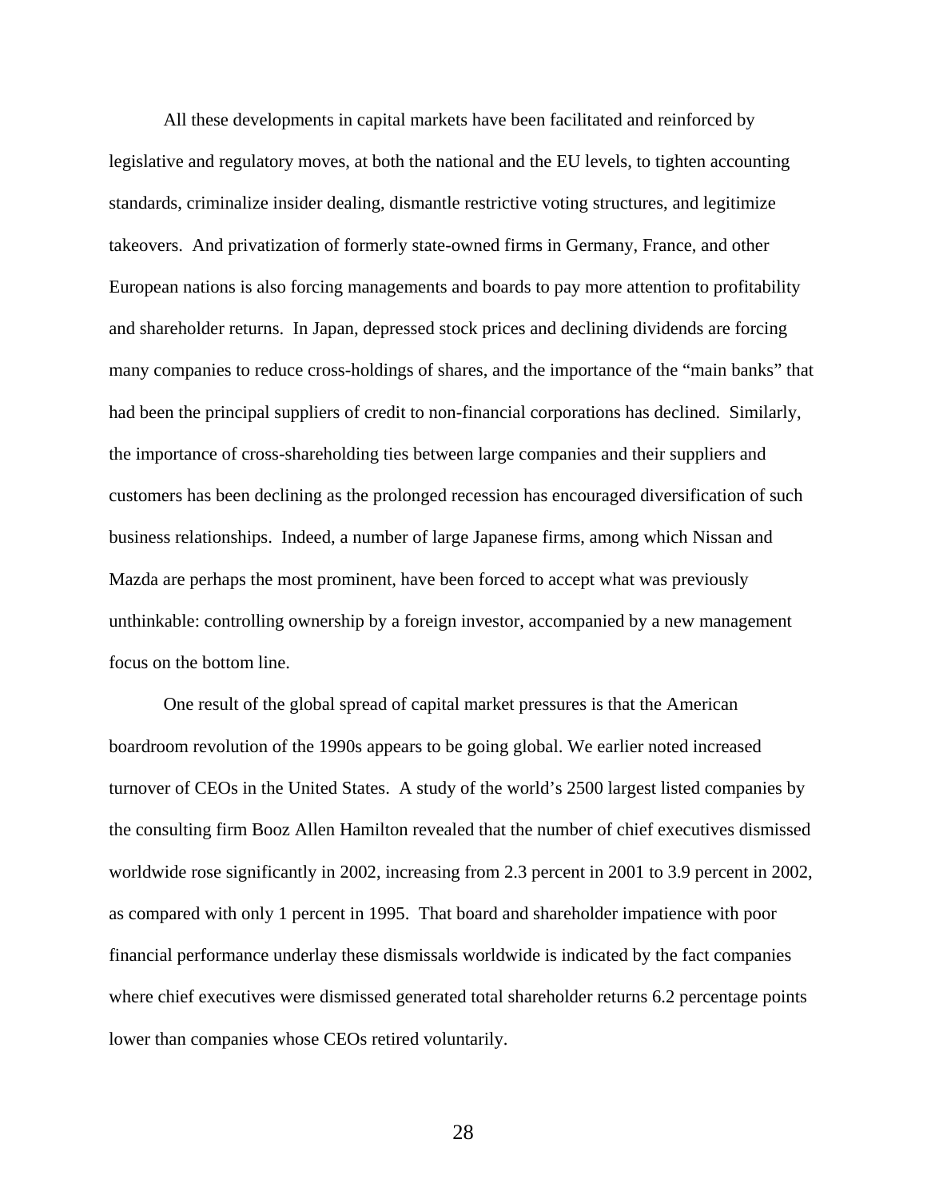All these developments in capital markets have been facilitated and reinforced by legislative and regulatory moves, at both the national and the EU levels, to tighten accounting standards, criminalize insider dealing, dismantle restrictive voting structures, and legitimize takeovers. And privatization of formerly state-owned firms in Germany, France, and other European nations is also forcing managements and boards to pay more attention to profitability and shareholder returns. In Japan, depressed stock prices and declining dividends are forcing many companies to reduce cross-holdings of shares, and the importance of the "main banks" that had been the principal suppliers of credit to non-financial corporations has declined. Similarly, the importance of cross-shareholding ties between large companies and their suppliers and customers has been declining as the prolonged recession has encouraged diversification of such business relationships. Indeed, a number of large Japanese firms, among which Nissan and Mazda are perhaps the most prominent, have been forced to accept what was previously unthinkable: controlling ownership by a foreign investor, accompanied by a new management focus on the bottom line.

One result of the global spread of capital market pressures is that the American boardroom revolution of the 1990s appears to be going global. We earlier noted increased turnover of CEOs in the United States. A study of the world's 2500 largest listed companies by the consulting firm Booz Allen Hamilton revealed that the number of chief executives dismissed worldwide rose significantly in 2002, increasing from 2.3 percent in 2001 to 3.9 percent in 2002, as compared with only 1 percent in 1995. That board and shareholder impatience with poor financial performance underlay these dismissals worldwide is indicated by the fact companies where chief executives were dismissed generated total shareholder returns 6.2 percentage points lower than companies whose CEOs retired voluntarily.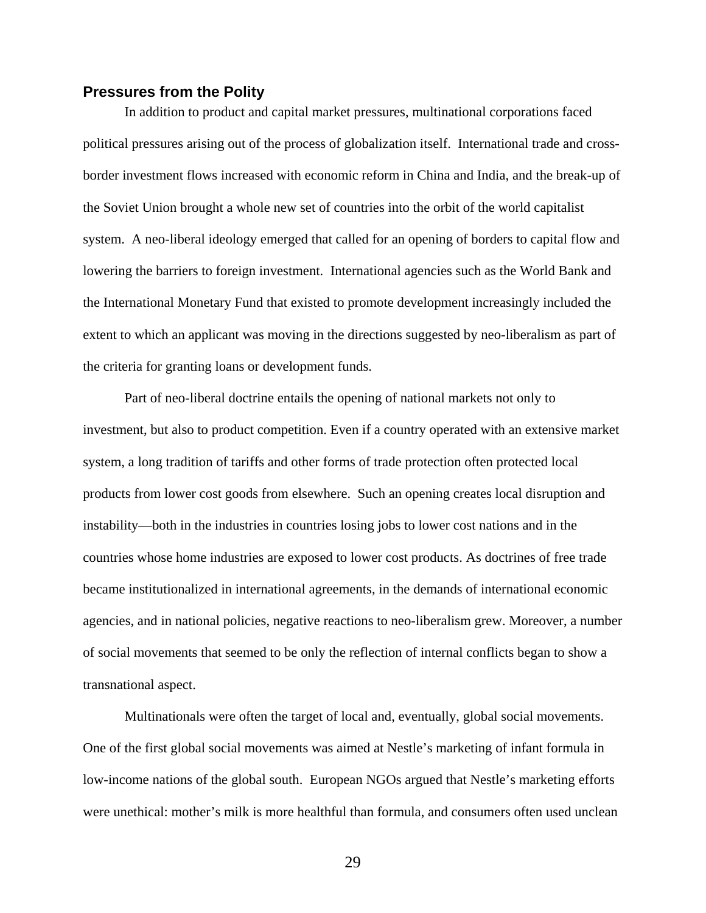## Pressures from the Polity

In addition to product and capital market pressures, multinational corporations faced political pressures arising out of the process of globalization itself. International trade and cross-border investment flows increased with economic reform in China and India, and the break-up of the Soviet Union brought a whole new set of countries into the orbit of the world capitalist system. A neo-liberal ideology emerged that called for an opening of borders to capital flow and lowering the barriers to foreign investment. International agencies such as the World Bank and the International Monetary Fund that existed to promote development increasingly included the extent to which an applicant was moving in the directions suggested by neo-liberalism as part of the criteria for granting loans or development funds.

Part of neo-liberal doctrine entails the opening of national markets not only to investment, but also to product competition. Even if a country operated with an extensive market system, a long tradition of tariffs and other forms of trade protection often protected local products from lower cost goods from elsewhere. Such an opening creates local disruption and instability—both in the industries in countries losing jobs to lower cost nations and in the countries whose home industries are exposed to lower cost products. As doctrines of free trade became institutionalized in international agreements, in the demands of international economic agencies, and in national policies, negative reactions to neo-liberalism grew. Moreover, a number of social movements that seemed to be only the reflection of internal conflicts began to show a transnational aspect.

Multinationals were often the target of local and, eventually, global social movements. One of the first global social movements was aimed at Nestle's marketing of infant formula in low-income nations of the global south. European NGOs argued that Nestle's marketing efforts were unethical: mother's milk is more healthful than formula, and consumers often used unclean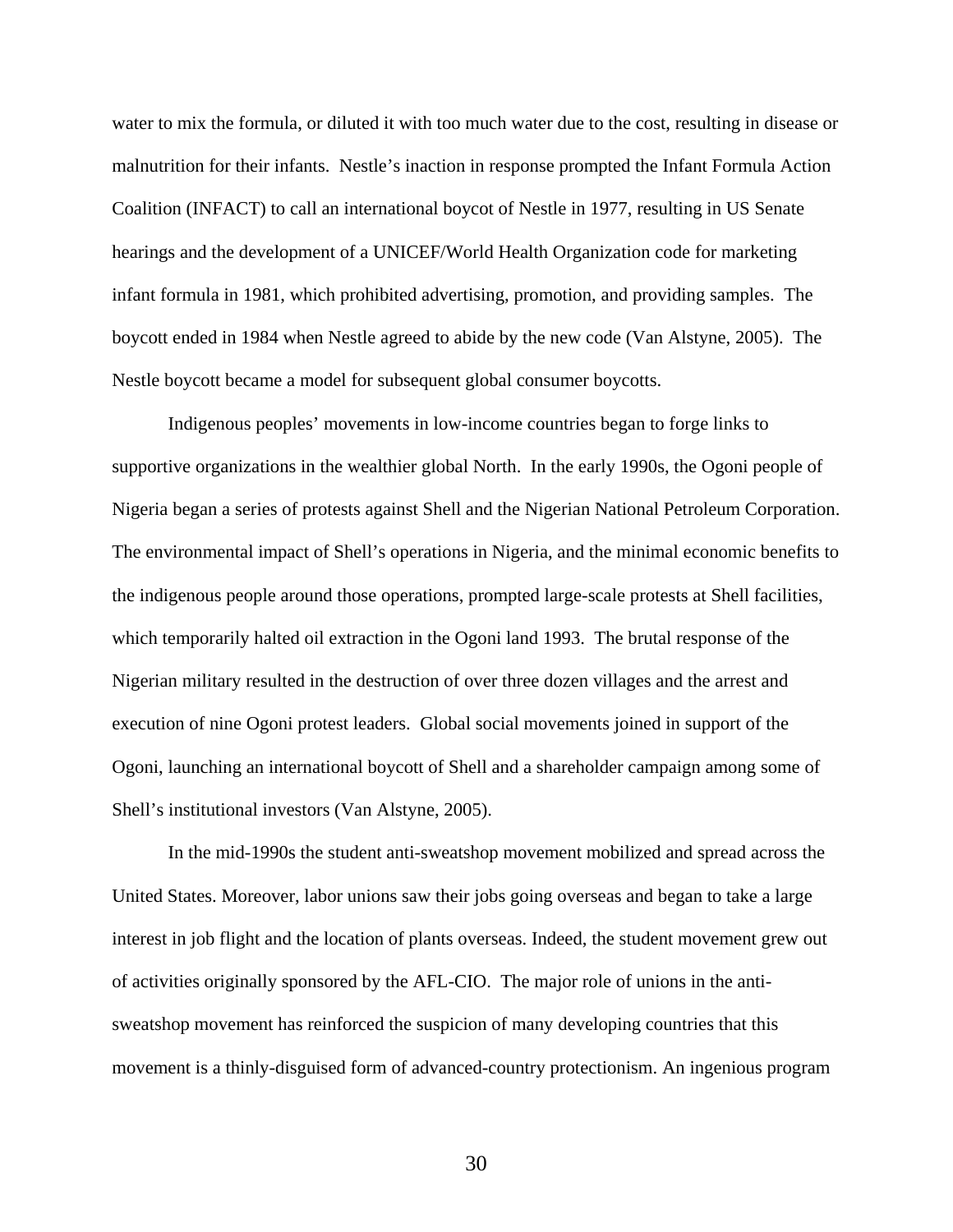water to mix the formula, or diluted it with too much water due to the cost, resulting in disease or malnutrition for their infants. Nestle's inaction in response prompted the Infant Formula Action Coalition (INFACT) to call an international boycot of Nestle in 1977, resulting in US Senate hearings and the development of a UNICEF/World Health Organization code for marketing infant formula in 1981, which prohibited advertising, promotion, and providing samples. The boycott ended in 1984 when Nestle agreed to abide by the new code (Van Alstyne, 2005). The Nestle boycott became a model for subsequent global consumer boycotts.

Indigenous peoples' movements in low-income countries began to forge links to supportive organizations in the wealthier global North. In the early 1990s, the Ogoni people of Nigeria began a series of protests against Shell and the Nigerian National Petroleum Corporation. The environmental impact of Shell's operations in Nigeria, and the minimal economic benefits to the indigenous people around those operations, prompted large-scale protests at Shell facilities, which temporarily halted oil extraction in the Ogoni land 1993. The brutal response of the Nigerian military resulted in the destruction of over three dozen villages and the arrest and execution of nine Ogoni protest leaders. Global social movements joined in support of the Ogoni, launching an international boycott of Shell and a shareholder campaign among some of Shell's institutional investors (Van Alstyne, 2005).

In the mid-1990s the student anti-sweatshop movement mobilized and spread across the United States. Moreover, labor unions saw their jobs going overseas and began to take a large interest in job flight and the location of plants overseas. Indeed, the student movement grew out of activities originally sponsored by the AFL-CIO. The major role of unions in the anti-sweatshop movement has reinforced the suspicion of many developing countries that this movement is a thinly-disguised form of advanced-country protectionism. An ingenious program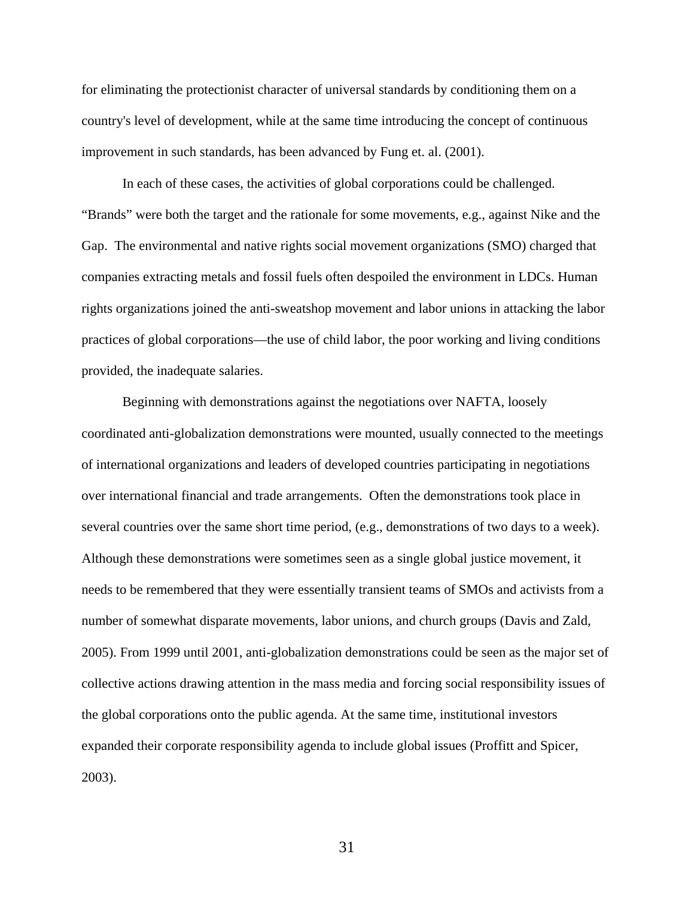for eliminating the protectionist character of universal standards by conditioning them on a country's level of development, while at the same time introducing the concept of continuous improvement in such standards, has been advanced by Fung et. al. (2001).

In each of these cases, the activities of global corporations could be challenged. “Brands” were both the target and the rationale for some movements, e.g., against Nike and the Gap. The environmental and native rights social movement organizations (SMO) charged that companies extracting metals and fossil fuels often despoiled the environment in LDCs. Human rights organizations joined the anti-sweatshop movement and labor unions in attacking the labor practices of global corporations—the use of child labor, the poor working and living conditions provided, the inadequate salaries.

Beginning with demonstrations against the negotiations over NAFTA, loosely coordinated anti-globalization demonstrations were mounted, usually connected to the meetings of international organizations and leaders of developed countries participating in negotiations over international financial and trade arrangements. Often the demonstrations took place in several countries over the same short time period, (e.g., demonstrations of two days to a week). Although these demonstrations were sometimes seen as a single global justice movement, it needs to be remembered that they were essentially transient teams of SMOs and activists from a number of somewhat disparate movements, labor unions, and church groups (Davis and Zald, 2005). From 1999 until 2001, anti-globalization demonstrations could be seen as the major set of collective actions drawing attention in the mass media and forcing social responsibility issues of the global corporations onto the public agenda. At the same time, institutional investors expanded their corporate responsibility agenda to include global issues (Proffitt and Spicer, 2003).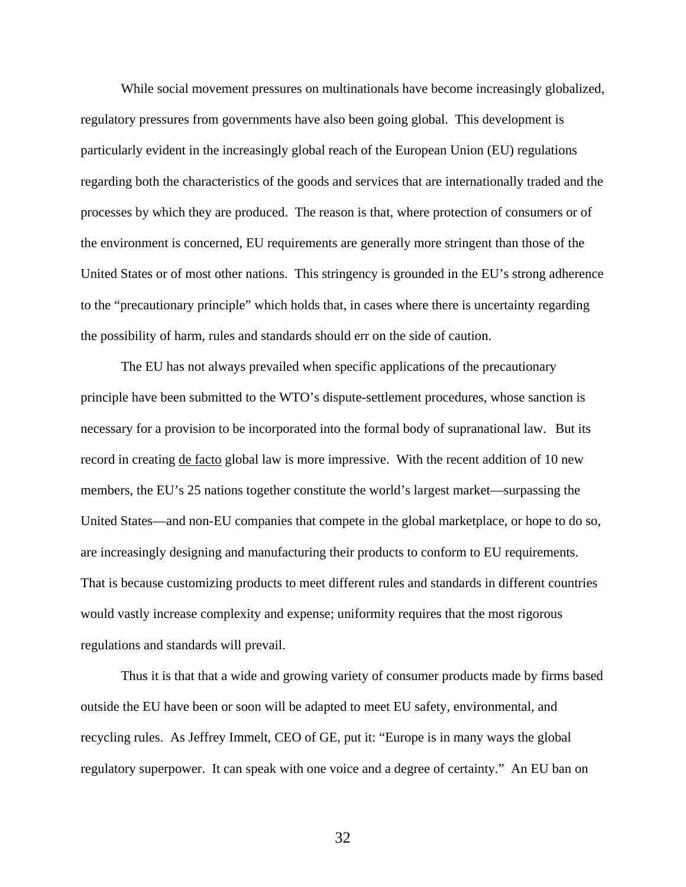While social movement pressures on multinationals have become increasingly globalized, regulatory pressures from governments have also been going global. This development is particularly evident in the increasingly global reach of the European Union (EU) regulations regarding both the characteristics of the goods and services that are internationally traded and the processes by which they are produced. The reason is that, where protection of consumers or of the environment is concerned, EU requirements are generally more stringent than those of the United States or of most other nations. This stringency is grounded in the EU's strong adherence to the "precautionary principle" which holds that, in cases where there is uncertainty regarding the possibility of harm, rules and standards should err on the side of caution.

The EU has not always prevailed when specific applications of the precautionary principle have been submitted to the WTO's dispute-settlement procedures, whose sanction is necessary for a provision to be incorporated into the formal body of supranational law. But its record in creating de facto global law is more impressive. With the recent addition of 10 new members, the EU's 25 nations together constitute the world's largest market—surpassing the United States—and non-EU companies that compete in the global marketplace, or hope to do so, are increasingly designing and manufacturing their products to conform to EU requirements. That is because customizing products to meet different rules and standards in different countries would vastly increase complexity and expense; uniformity requires that the most rigorous regulations and standards will prevail.

Thus it is that that a wide and growing variety of consumer products made by firms based outside the EU have been or soon will be adapted to meet EU safety, environmental, and recycling rules. As Jeffrey Immelt, CEO of GE, put it: "Europe is in many ways the global regulatory superpower. It can speak with one voice and a degree of certainty." An EU ban on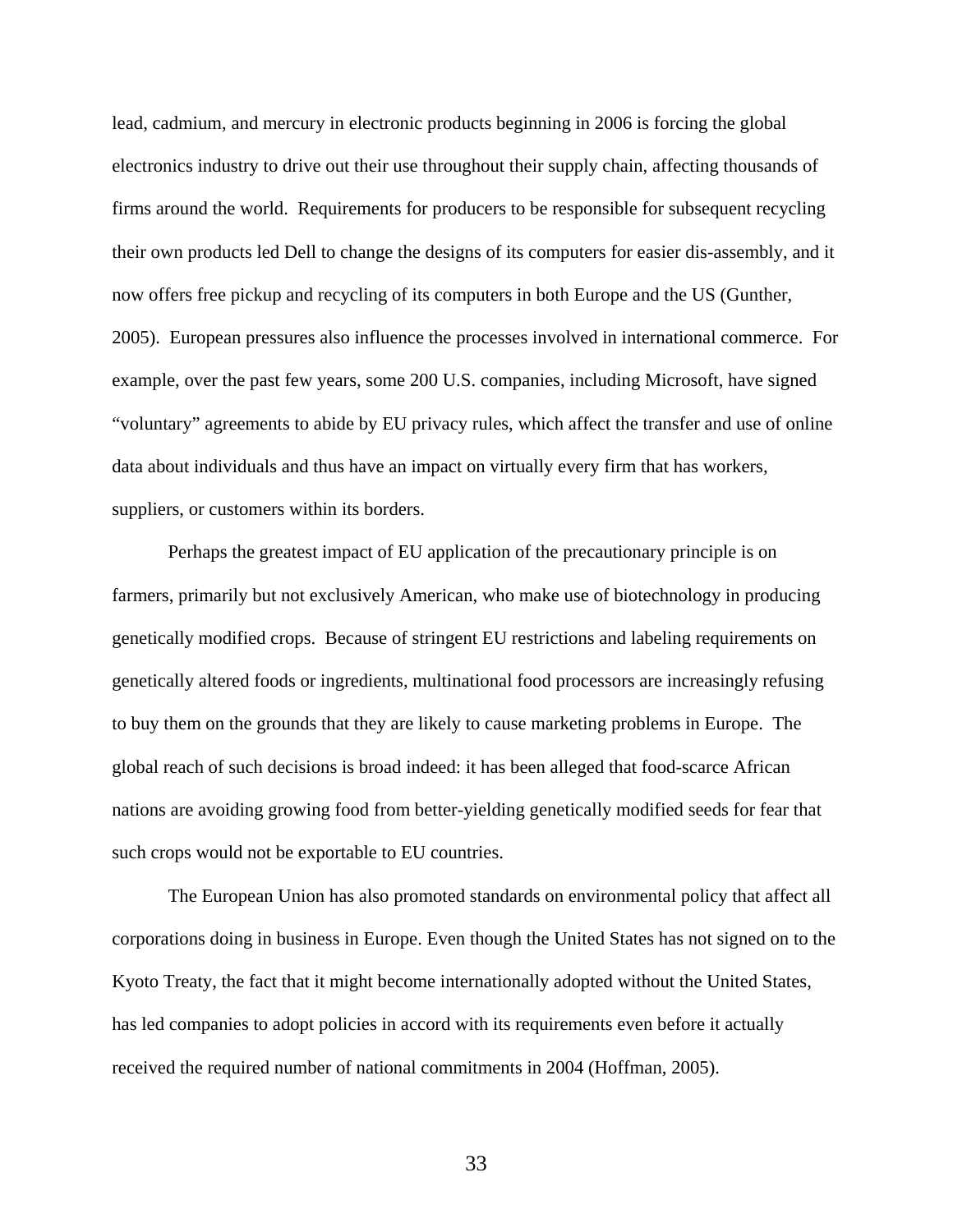lead, cadmium, and mercury in electronic products beginning in 2006 is forcing the global electronics industry to drive out their use throughout their supply chain, affecting thousands of firms around the world. Requirements for producers to be responsible for subsequent recycling their own products led Dell to change the designs of its computers for easier dis-assembly, and it now offers free pickup and recycling of its computers in both Europe and the US (Gunther, 2005). European pressures also influence the processes involved in international commerce. For example, over the past few years, some 200 U.S. companies, including Microsoft, have signed "voluntary" agreements to abide by EU privacy rules, which affect the transfer and use of online data about individuals and thus have an impact on virtually every firm that has workers, suppliers, or customers within its borders.

Perhaps the greatest impact of EU application of the precautionary principle is on farmers, primarily but not exclusively American, who make use of biotechnology in producing genetically modified crops. Because of stringent EU restrictions and labeling requirements on genetically altered foods or ingredients, multinational food processors are increasingly refusing to buy them on the grounds that they are likely to cause marketing problems in Europe. The global reach of such decisions is broad indeed: it has been alleged that food-scarce African nations are avoiding growing food from better-yielding genetically modified seeds for fear that such crops would not be exportable to EU countries.

The European Union has also promoted standards on environmental policy that affect all corporations doing in business in Europe. Even though the United States has not signed on to the Kyoto Treaty, the fact that it might become internationally adopted without the United States, has led companies to adopt policies in accord with its requirements even before it actually received the required number of national commitments in 2004 (Hoffman, 2005).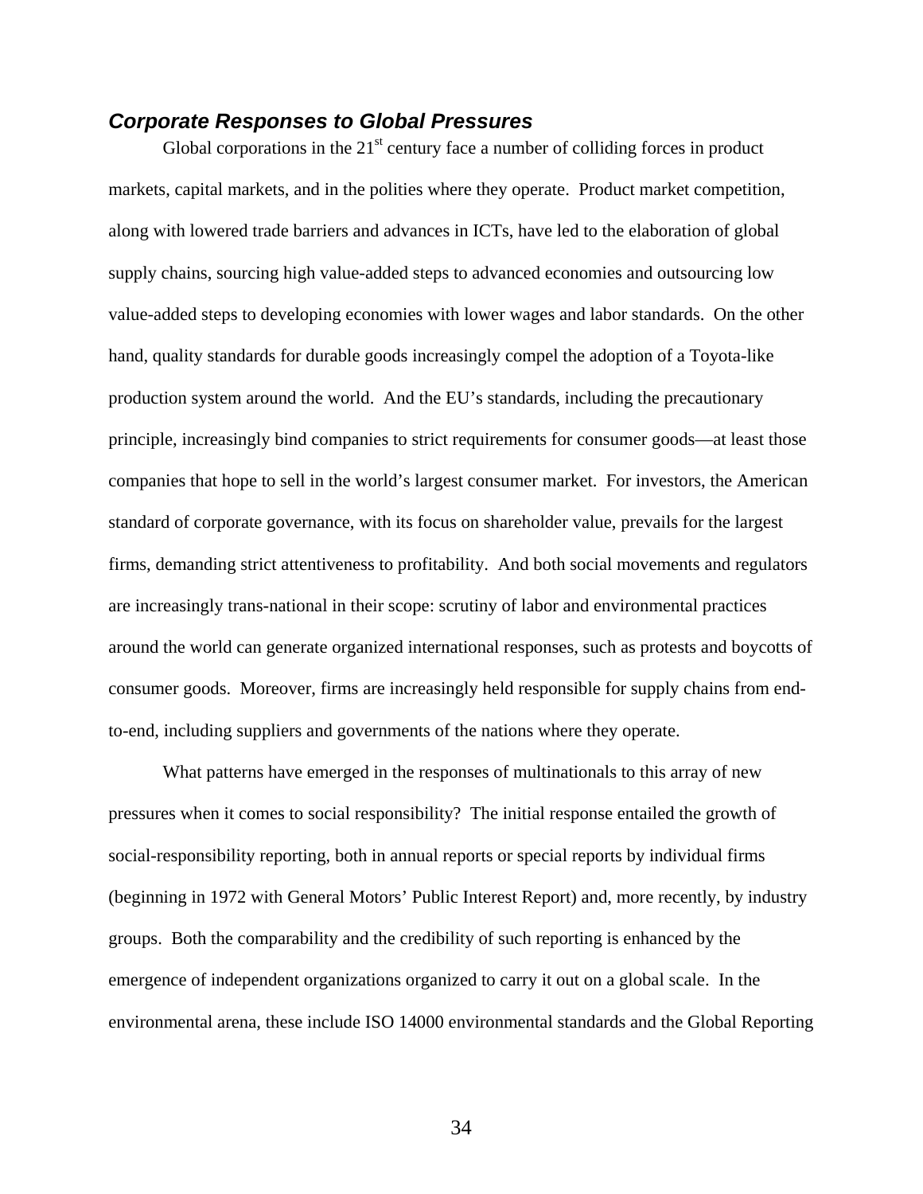### *Corporate Responses to Global Pressures*

Global corporations in the 21st century face a number of colliding forces in product markets, capital markets, and in the polities where they operate. Product market competition, along with lowered trade barriers and advances in ICTs, have led to the elaboration of global supply chains, sourcing high value-added steps to advanced economies and outsourcing low value-added steps to developing economies with lower wages and labor standards. On the other hand, quality standards for durable goods increasingly compel the adoption of a Toyota-like production system around the world. And the EU's standards, including the precautionary principle, increasingly bind companies to strict requirements for consumer goods—at least those companies that hope to sell in the world's largest consumer market. For investors, the American standard of corporate governance, with its focus on shareholder value, prevails for the largest firms, demanding strict attentiveness to profitability. And both social movements and regulators are increasingly trans-national in their scope: scrutiny of labor and environmental practices around the world can generate organized international responses, such as protests and boycotts of consumer goods. Moreover, firms are increasingly held responsible for supply chains from end-to-end, including suppliers and governments of the nations where they operate.

What patterns have emerged in the responses of multinationals to this array of new pressures when it comes to social responsibility? The initial response entailed the growth of social-responsibility reporting, both in annual reports or special reports by individual firms (beginning in 1972 with General Motors' Public Interest Report) and, more recently, by industry groups. Both the comparability and the credibility of such reporting is enhanced by the emergence of independent organizations organized to carry it out on a global scale. In the environmental arena, these include ISO 14000 environmental standards and the Global Reporting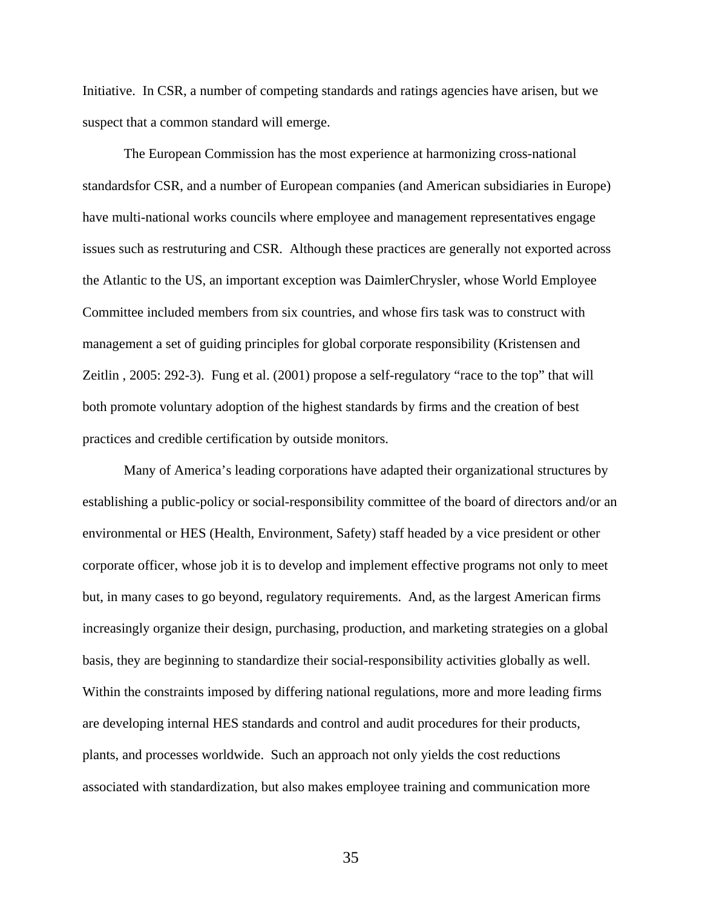Initiative. In CSR, a number of competing standards and ratings agencies have arisen, but we suspect that a common standard will emerge.

The European Commission has the most experience at harmonizing cross-national standardsfor CSR, and a number of European companies (and American subsidiaries in Europe) have multi-national works councils where employee and management representatives engage issues such as restruturing and CSR. Although these practices are generally not exported across the Atlantic to the US, an important exception was DaimlerChrysler, whose World Employee Committee included members from six countries, and whose firs task was to construct with management a set of guiding principles for global corporate responsibility (Kristensen and Zeitlin , 2005: 292-3). Fung et al. (2001) propose a self-regulatory "race to the top" that will both promote voluntary adoption of the highest standards by firms and the creation of best practices and credible certification by outside monitors.

Many of America's leading corporations have adapted their organizational structures by establishing a public-policy or social-responsibility committee of the board of directors and/or an environmental or HES (Health, Environment, Safety) staff headed by a vice president or other corporate officer, whose job it is to develop and implement effective programs not only to meet but, in many cases to go beyond, regulatory requirements. And, as the largest American firms increasingly organize their design, purchasing, production, and marketing strategies on a global basis, they are beginning to standardize their social-responsibility activities globally as well. Within the constraints imposed by differing national regulations, more and more leading firms are developing internal HES standards and control and audit procedures for their products, plants, and processes worldwide. Such an approach not only yields the cost reductions associated with standardization, but also makes employee training and communication more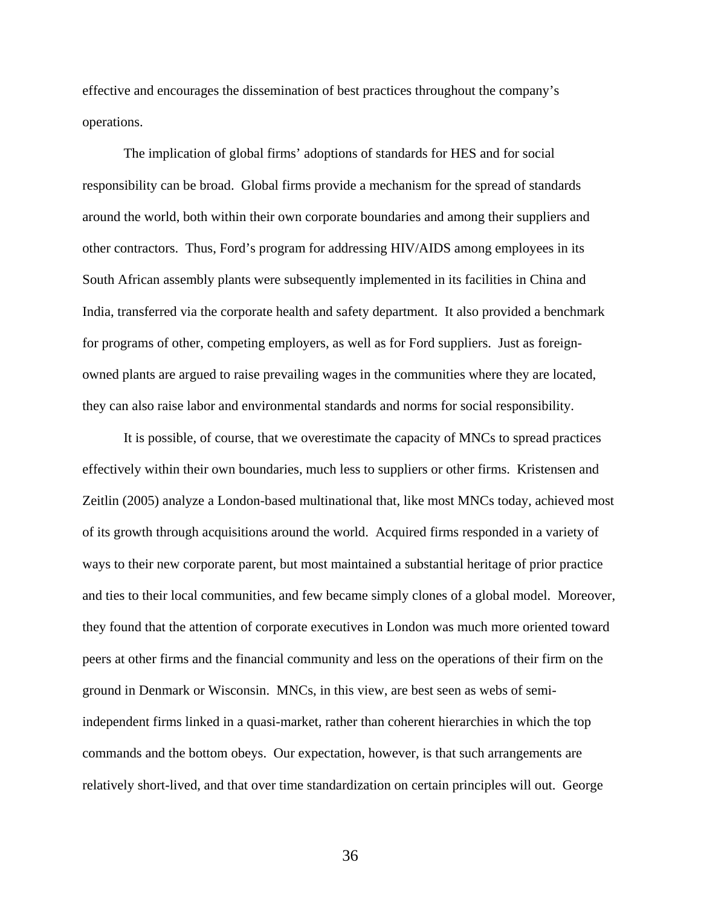effective and encourages the dissemination of best practices throughout the company's operations.

The implication of global firms' adoptions of standards for HES and for social responsibility can be broad. Global firms provide a mechanism for the spread of standards around the world, both within their own corporate boundaries and among their suppliers and other contractors. Thus, Ford's program for addressing HIV/AIDS among employees in its South African assembly plants were subsequently implemented in its facilities in China and India, transferred via the corporate health and safety department. It also provided a benchmark for programs of other, competing employers, as well as for Ford suppliers. Just as foreign-owned plants are argued to raise prevailing wages in the communities where they are located, they can also raise labor and environmental standards and norms for social responsibility.

It is possible, of course, that we overestimate the capacity of MNCs to spread practices effectively within their own boundaries, much less to suppliers or other firms. Kristensen and Zeitlin (2005) analyze a London-based multinational that, like most MNCs today, achieved most of its growth through acquisitions around the world. Acquired firms responded in a variety of ways to their new corporate parent, but most maintained a substantial heritage of prior practice and ties to their local communities, and few became simply clones of a global model. Moreover, they found that the attention of corporate executives in London was much more oriented toward peers at other firms and the financial community and less on the operations of their firm on the ground in Denmark or Wisconsin. MNCs, in this view, are best seen as webs of semi-independent firms linked in a quasi-market, rather than coherent hierarchies in which the top commands and the bottom obeys. Our expectation, however, is that such arrangements are relatively short-lived, and that over time standardization on certain principles will out. George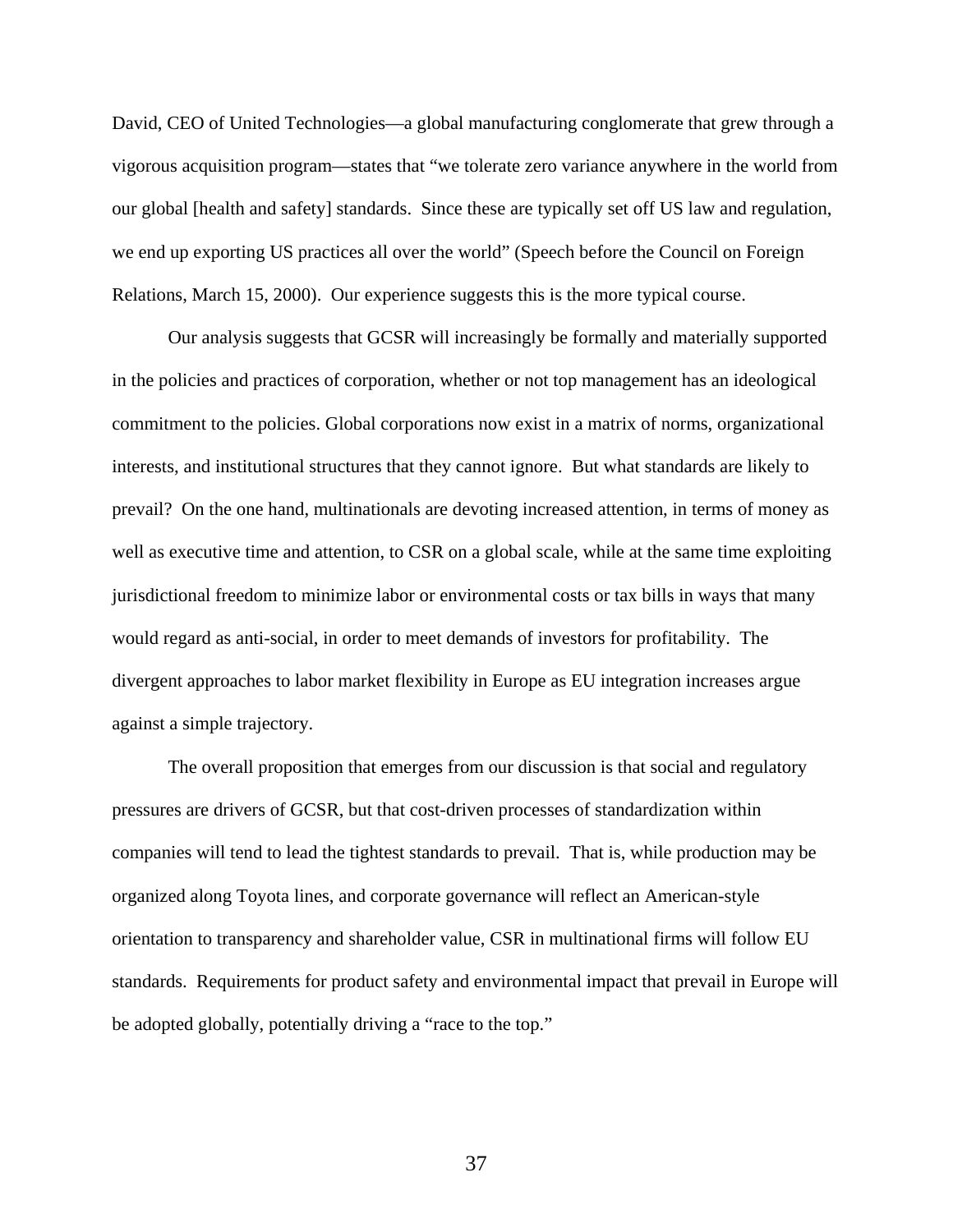David, CEO of United Technologies—a global manufacturing conglomerate that grew through a vigorous acquisition program—states that "we tolerate zero variance anywhere in the world from our global [health and safety] standards. Since these are typically set off US law and regulation, we end up exporting US practices all over the world" (Speech before the Council on Foreign Relations, March 15, 2000). Our experience suggests this is the more typical course.

Our analysis suggests that GCSR will increasingly be formally and materially supported in the policies and practices of corporation, whether or not top management has an ideological commitment to the policies. Global corporations now exist in a matrix of norms, organizational interests, and institutional structures that they cannot ignore. But what standards are likely to prevail? On the one hand, multinationals are devoting increased attention, in terms of money as well as executive time and attention, to CSR on a global scale, while at the same time exploiting jurisdictional freedom to minimize labor or environmental costs or tax bills in ways that many would regard as anti-social, in order to meet demands of investors for profitability. The divergent approaches to labor market flexibility in Europe as EU integration increases argue against a simple trajectory.

The overall proposition that emerges from our discussion is that social and regulatory pressures are drivers of GCSR, but that cost-driven processes of standardization within companies will tend to lead the tightest standards to prevail. That is, while production may be organized along Toyota lines, and corporate governance will reflect an American-style orientation to transparency and shareholder value, CSR in multinational firms will follow EU standards. Requirements for product safety and environmental impact that prevail in Europe will be adopted globally, potentially driving a "race to the top."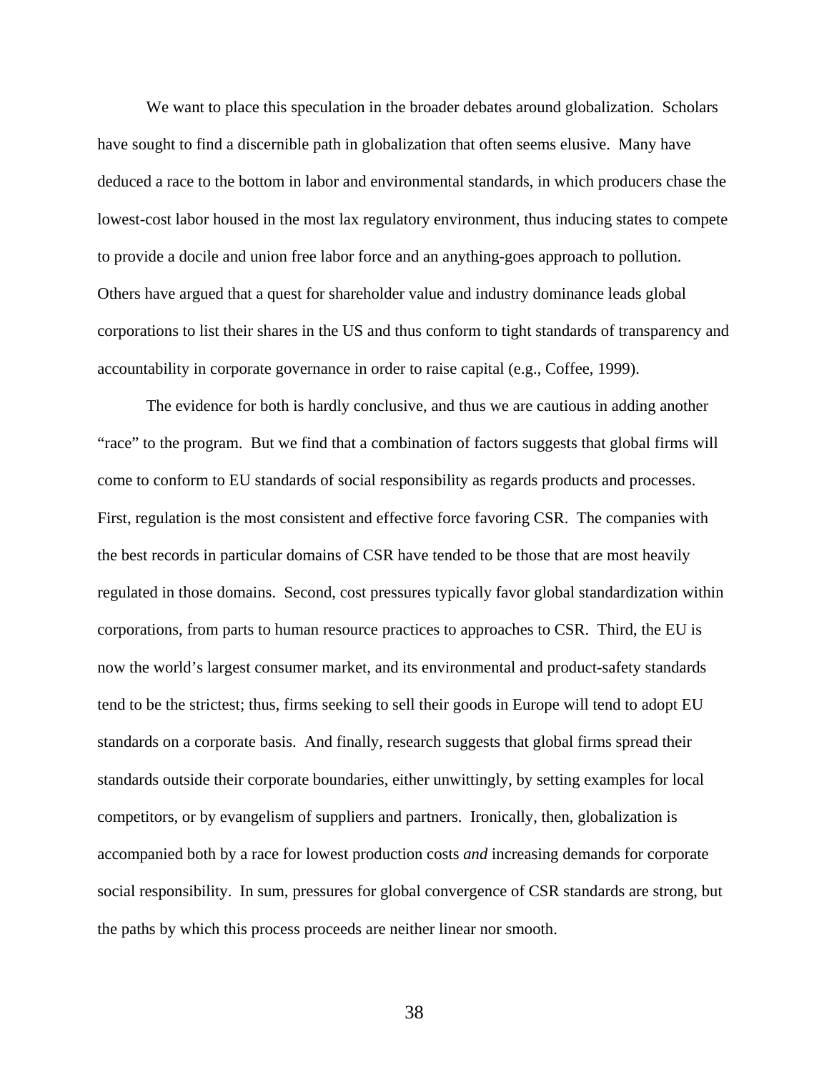We want to place this speculation in the broader debates around globalization. Scholars have sought to find a discernible path in globalization that often seems elusive. Many have deduced a race to the bottom in labor and environmental standards, in which producers chase the lowest-cost labor housed in the most lax regulatory environment, thus inducing states to compete to provide a docile and union free labor force and an anything-goes approach to pollution. Others have argued that a quest for shareholder value and industry dominance leads global corporations to list their shares in the US and thus conform to tight standards of transparency and accountability in corporate governance in order to raise capital (e.g., Coffee, 1999).

The evidence for both is hardly conclusive, and thus we are cautious in adding another "race" to the program. But we find that a combination of factors suggests that global firms will come to conform to EU standards of social responsibility as regards products and processes. First, regulation is the most consistent and effective force favoring CSR. The companies with the best records in particular domains of CSR have tended to be those that are most heavily regulated in those domains. Second, cost pressures typically favor global standardization within corporations, from parts to human resource practices to approaches to CSR. Third, the EU is now the world's largest consumer market, and its environmental and product-safety standards tend to be the strictest; thus, firms seeking to sell their goods in Europe will tend to adopt EU standards on a corporate basis. And finally, research suggests that global firms spread their standards outside their corporate boundaries, either unwittingly, by setting examples for local competitors, or by evangelism of suppliers and partners. Ironically, then, globalization is accompanied both by a race for lowest production costs *and* increasing demands for corporate social responsibility. In sum, pressures for global convergence of CSR standards are strong, but the paths by which this process proceeds are neither linear nor smooth.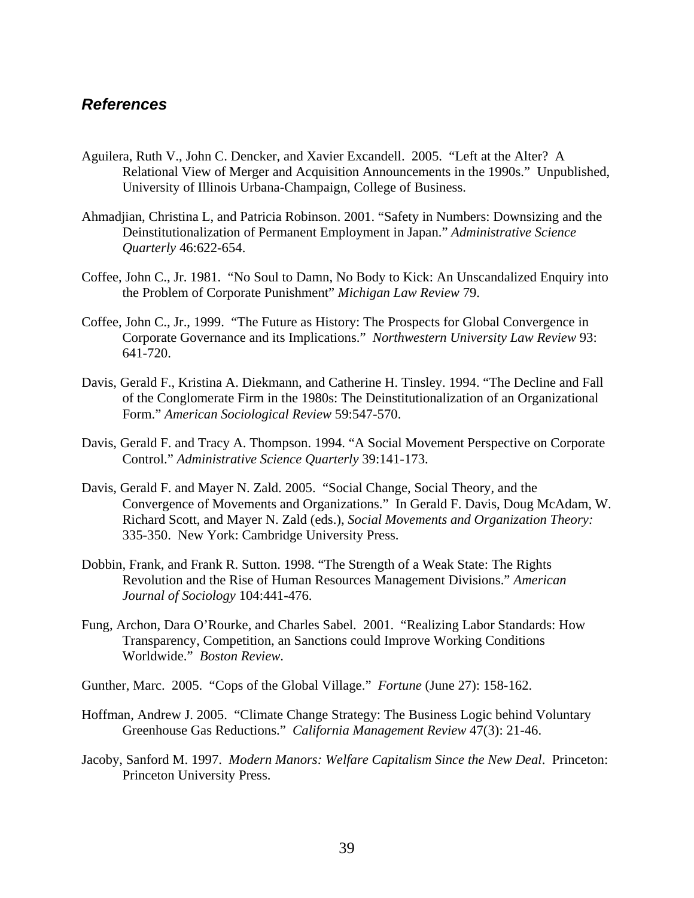## *References*

Aguilera, Ruth V., John C. Dencker, and Xavier Excandell. 2005. "Left at the Alter? A Relational View of Merger and Acquisition Announcements in the 1990s." Unpublished, University of Illinois Urbana-Champaign, College of Business.

Ahmadjian, Christina L, and Patricia Robinson. 2001. "Safety in Numbers: Downsizing and the Deinstitutionalization of Permanent Employment in Japan." *Administrative Science Quarterly* 46:622-654.

Coffee, John C., Jr. 1981. "No Soul to Damn, No Body to Kick: An Unscandalized Enquiry into the Problem of Corporate Punishment" *Michigan Law Review* 79.

Coffee, John C., Jr., 1999. "The Future as History: The Prospects for Global Convergence in Corporate Governance and its Implications." *Northwestern University Law Review* 93: 641-720.

Davis, Gerald F., Kristina A. Diekmann, and Catherine H. Tinsley. 1994. "The Decline and Fall of the Conglomerate Firm in the 1980s: The Deinstitutionalization of an Organizational Form." *American Sociological Review* 59:547-570.

Davis, Gerald F. and Tracy A. Thompson. 1994. "A Social Movement Perspective on Corporate Control." *Administrative Science Quarterly* 39:141-173.

Davis, Gerald F. and Mayer N. Zald. 2005. "Social Change, Social Theory, and the Convergence of Movements and Organizations." In Gerald F. Davis, Doug McAdam, W. Richard Scott, and Mayer N. Zald (eds.), *Social Movements and Organization Theory:* 335-350. New York: Cambridge University Press.

Dobbin, Frank, and Frank R. Sutton. 1998. "The Strength of a Weak State: The Rights Revolution and the Rise of Human Resources Management Divisions." *American Journal of Sociology* 104:441-476.

Fung, Archon, Dara O'Rourke, and Charles Sabel. 2001. "Realizing Labor Standards: How Transparency, Competition, an Sanctions could Improve Working Conditions Worldwide." *Boston Review*.

Gunther, Marc. 2005. "Cops of the Global Village." *Fortune* (June 27): 158-162.

Hoffman, Andrew J. 2005. "Climate Change Strategy: The Business Logic behind Voluntary Greenhouse Gas Reductions." *California Management Review* 47(3): 21-46.

Jacoby, Sanford M. 1997. *Modern Manors: Welfare Capitalism Since the New Deal*. Princeton: Princeton University Press.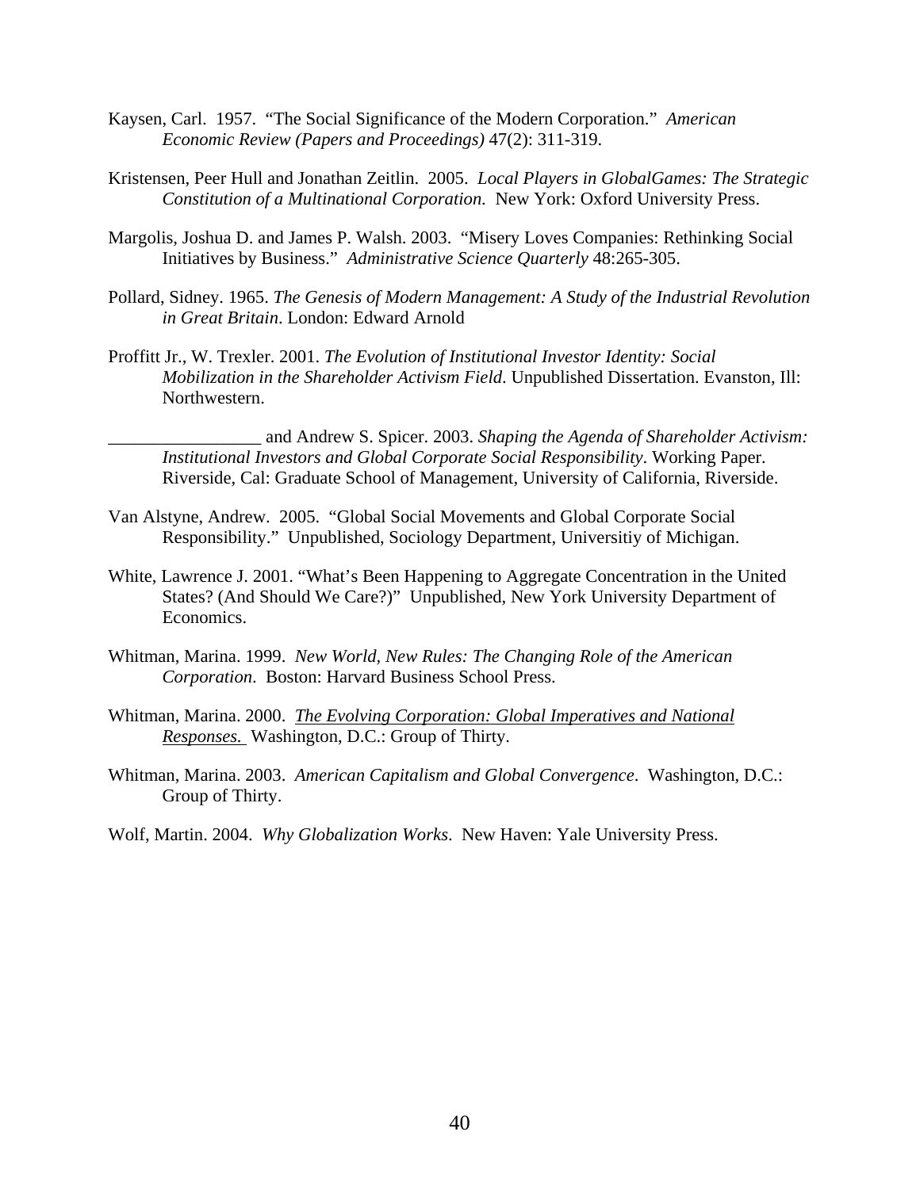Kaysen, Carl. 1957. "The Social Significance of the Modern Corporation." *American Economic Review (Papers and Proceedings)* 47(2): 311-319.

Kristensen, Peer Hull and Jonathan Zeitlin. 2005. *Local Players in GlobalGames: The Strategic Constitution of a Multinational Corporation.* New York: Oxford University Press.

Margolis, Joshua D. and James P. Walsh. 2003. "Misery Loves Companies: Rethinking Social Initiatives by Business." *Administrative Science Quarterly* 48:265-305.

Pollard, Sidney. 1965. *The Genesis of Modern Management: A Study of the Industrial Revolution in Great Britain*. London: Edward Arnold

Proffitt Jr., W. Trexler. 2001. *The Evolution of Institutional Investor Identity: Social Mobilization in the Shareholder Activism Field*. Unpublished Dissertation. Evanston, Ill: Northwestern.

_________________ and Andrew S. Spicer. 2003. *Shaping the Agenda of Shareholder Activism: Institutional Investors and Global Corporate Social Responsibility*. Working Paper. Riverside, Cal: Graduate School of Management, University of California, Riverside.

Van Alstyne, Andrew. 2005. "Global Social Movements and Global Corporate Social Responsibility." Unpublished, Sociology Department, Universitiy of Michigan.

White, Lawrence J. 2001. "What's Been Happening to Aggregate Concentration in the United States? (And Should We Care?)" Unpublished, New York University Department of Economics.

Whitman, Marina. 1999. *New World, New Rules: The Changing Role of the American Corporation*. Boston: Harvard Business School Press.

Whitman, Marina. 2000. *The Evolving Corporation: Global Imperatives and National Responses.* Washington, D.C.: Group of Thirty.

Whitman, Marina. 2003. *American Capitalism and Global Convergence*. Washington, D.C.: Group of Thirty.

Wolf, Martin. 2004. *Why Globalization Works*. New Haven: Yale University Press.